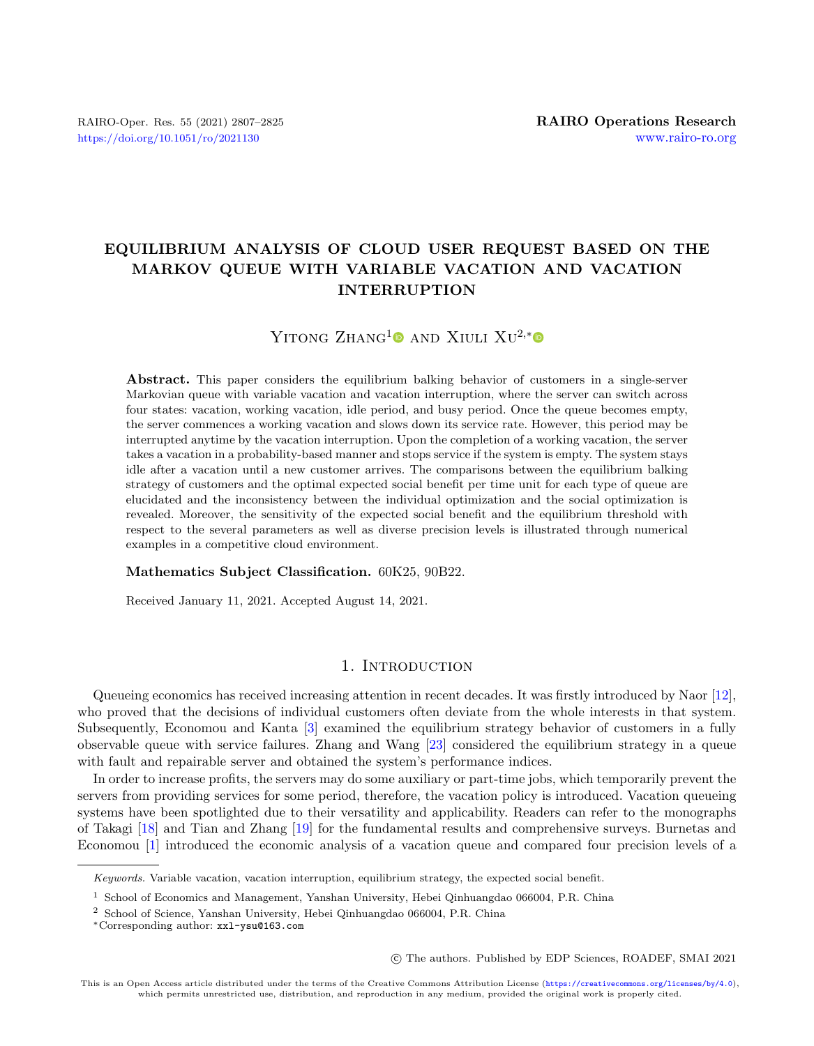# EQUILIBRIUM ANALYSIS OF CLOUD USER REQUEST BASED ON THE MARKOV QUEUE WITH VARIABLE VACATION AND VACATION INTERRUPTION

Yitong Zhang[1] and Xiuli Xu[2,*]

**Abstract.** This paper considers the equilibrium balking behavior of customers in a single-server Markovian queue with variable vacation and vacation interruption, where the server can switch across four states: vacation, working vacation, idle period, and busy period. Once the queue becomes empty, the server commences a working vacation and slows down its service rate. However, this period may be interrupted anytime by the vacation interruption. Upon the completion of a working vacation, the server takes a vacation in a probability-based manner and stops service if the system is empty. The system stays idle after a vacation until a new customer arrives. The comparisons between the equilibrium balking strategy of customers and the optimal expected social benefit per time unit for each type of queue are elucidated and the inconsistency between the individual optimization and the social optimization is revealed. Moreover, the sensitivity of the expected social benefit and the equilibrium threshold with respect to the several parameters as well as diverse precision levels is illustrated through numerical examples in a competitive cloud environment.

**Mathematics Subject Classification.** 60K25, 90B22.

Received January 11, 2021. Accepted August 14, 2021.

## 1. Introduction

Queueing economics has received increasing attention in recent decades. It was firstly introduced by Naor [12], who proved that the decisions of individual customers often deviate from the whole interests in that system. Subsequently, Economou and Kanta [3] examined the equilibrium strategy behavior of customers in a fully observable queue with service failures. Zhang and Wang [23] considered the equilibrium strategy in a queue with fault and repairable server and obtained the system's performance indices.

In order to increase profits, the servers may do some auxiliary or part-time jobs, which temporarily prevent the servers from providing services for some period, therefore, the vacation policy is introduced. Vacation queueing systems have been spotlighted due to their versatility and applicability. Readers can refer to the monographs of Takagi [18] and Tian and Zhang [19] for the fundamental results and comprehensive surveys. Burnetas and Economou [1] introduced the economic analysis of a vacation queue and compared four precision levels of a

---

*Keywords.* Variable vacation, vacation interruption, equilibrium strategy, the expected social benefit.

[1] School of Economics and Management, Yanshan University, Hebei Qinhuangdao 066004, P.R. China

[2] School of Science, Yanshan University, Hebei Qinhuangdao 066004, P.R. China

*Corresponding author: xxl-ysu@163.com

© The authors. Published by EDP Sciences, ROADEF, SMAI 2021

This is an Open Access article distributed under the terms of the Creative Commons Attribution License (https://creativecommons.org/licenses/by/4.0), which permits unrestricted use, distribution, and reproduction in any medium, provided the original work is properly cited.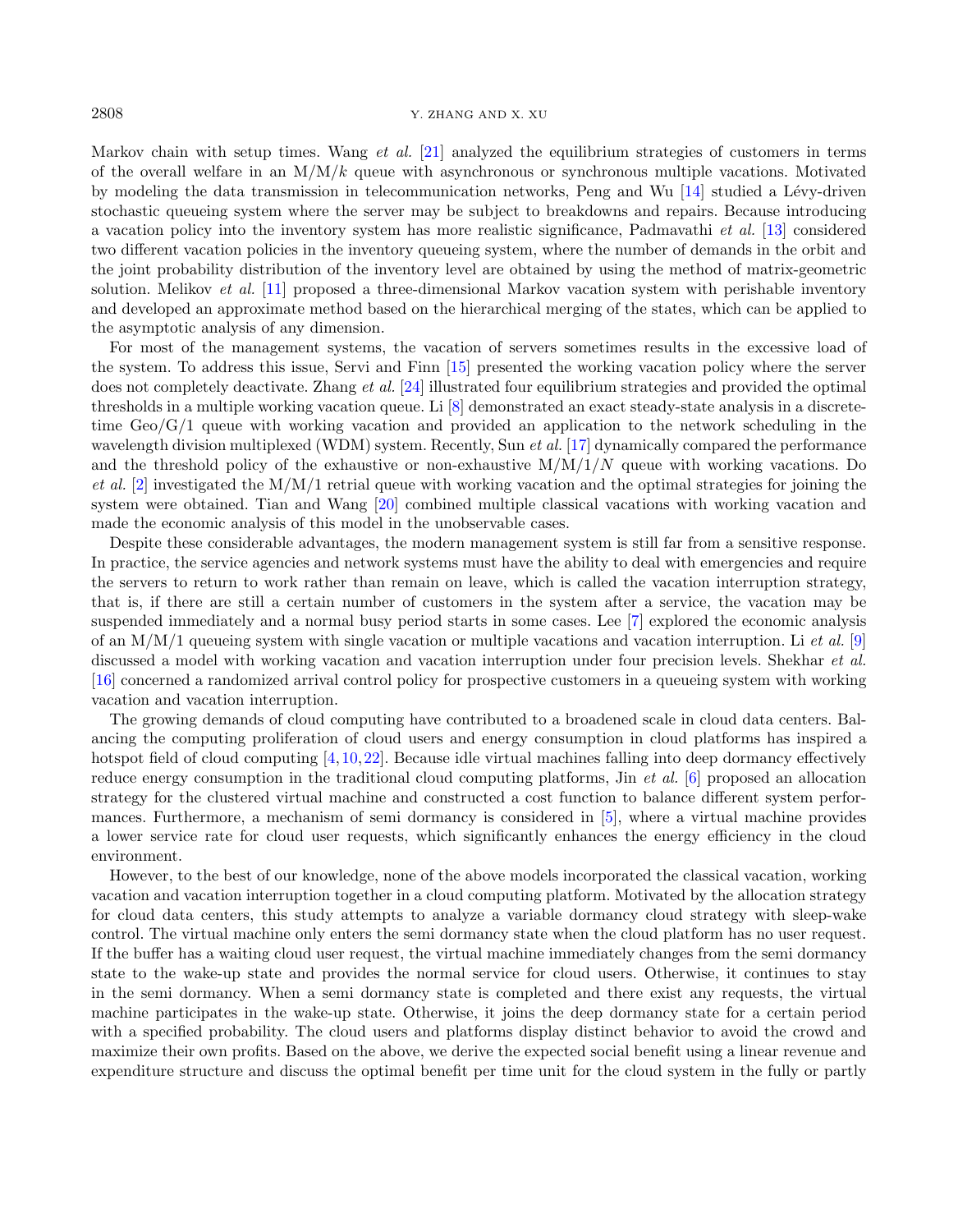Markov chain with setup times. Wang *et al.* [21] analyzed the equilibrium strategies of customers in terms of the overall welfare in an M/M/$k$ queue with asynchronous or synchronous multiple vacations. Motivated by modeling the data transmission in telecommunication networks, Peng and Wu [14] studied a Lévy-driven stochastic queueing system where the server may be subject to breakdowns and repairs. Because introducing a vacation policy into the inventory system has more realistic significance, Padmavathi *et al.* [13] considered two different vacation policies in the inventory queueing system, where the number of demands in the orbit and the joint probability distribution of the inventory level are obtained by using the method of matrix-geometric solution. Melikov *et al.* [11] proposed a three-dimensional Markov vacation system with perishable inventory and developed an approximate method based on the hierarchical merging of the states, which can be applied to the asymptotic analysis of any dimension.

For most of the management systems, the vacation of servers sometimes results in the excessive load of the system. To address this issue, Servi and Finn [15] presented the working vacation policy where the server does not completely deactivate. Zhang *et al.* [24] illustrated four equilibrium strategies and provided the optimal thresholds in a multiple working vacation queue. Li [8] demonstrated an exact steady-state analysis in a discrete-time Geo/G/1 queue with working vacation and provided an application to the network scheduling in the wavelength division multiplexed (WDM) system. Recently, Sun *et al.* [17] dynamically compared the performance and the threshold policy of the exhaustive or non-exhaustive M/M/1/$N$ queue with working vacations. Do *et al.* [2] investigated the M/M/1 retrial queue with working vacation and the optimal strategies for joining the system were obtained. Tian and Wang [20] combined multiple classical vacations with working vacation and made the economic analysis of this model in the unobservable cases.

Despite these considerable advantages, the modern management system is still far from a sensitive response. In practice, the service agencies and network systems must have the ability to deal with emergencies and require the servers to return to work rather than remain on leave, which is called the vacation interruption strategy, that is, if there are still a certain number of customers in the system after a service, the vacation may be suspended immediately and a normal busy period starts in some cases. Lee [7] explored the economic analysis of an M/M/1 queueing system with single vacation or multiple vacations and vacation interruption. Li *et al.* [9] discussed a model with working vacation and vacation interruption under four precision levels. Shekhar *et al.* [16] concerned a randomized arrival control policy for prospective customers in a queueing system with working vacation and vacation interruption.

The growing demands of cloud computing have contributed to a broadened scale in cloud data centers. Balancing the computing proliferation of cloud users and energy consumption in cloud platforms has inspired a hotspot field of cloud computing [4, 10, 22]. Because idle virtual machines falling into deep dormancy effectively reduce energy consumption in the traditional cloud computing platforms, Jin *et al.* [6] proposed an allocation strategy for the clustered virtual machine and constructed a cost function to balance different system performances. Furthermore, a mechanism of semi dormancy is considered in [5], where a virtual machine provides a lower service rate for cloud user requests, which significantly enhances the energy efficiency in the cloud environment.

However, to the best of our knowledge, none of the above models incorporated the classical vacation, working vacation and vacation interruption together in a cloud computing platform. Motivated by the allocation strategy for cloud data centers, this study attempts to analyze a variable dormancy cloud strategy with sleep-wake control. The virtual machine only enters the semi dormancy state when the cloud platform has no user request. If the buffer has a waiting cloud user request, the virtual machine immediately changes from the semi dormancy state to the wake-up state and provides the normal service for cloud users. Otherwise, it continues to stay in the semi dormancy. When a semi dormancy state is completed and there exist any requests, the virtual machine participates in the wake-up state. Otherwise, it joins the deep dormancy state for a certain period with a specified probability. The cloud users and platforms display distinct behavior to avoid the crowd and maximize their own profits. Based on the above, we derive the expected social benefit using a linear revenue and expenditure structure and discuss the optimal benefit per time unit for the cloud system in the fully or partly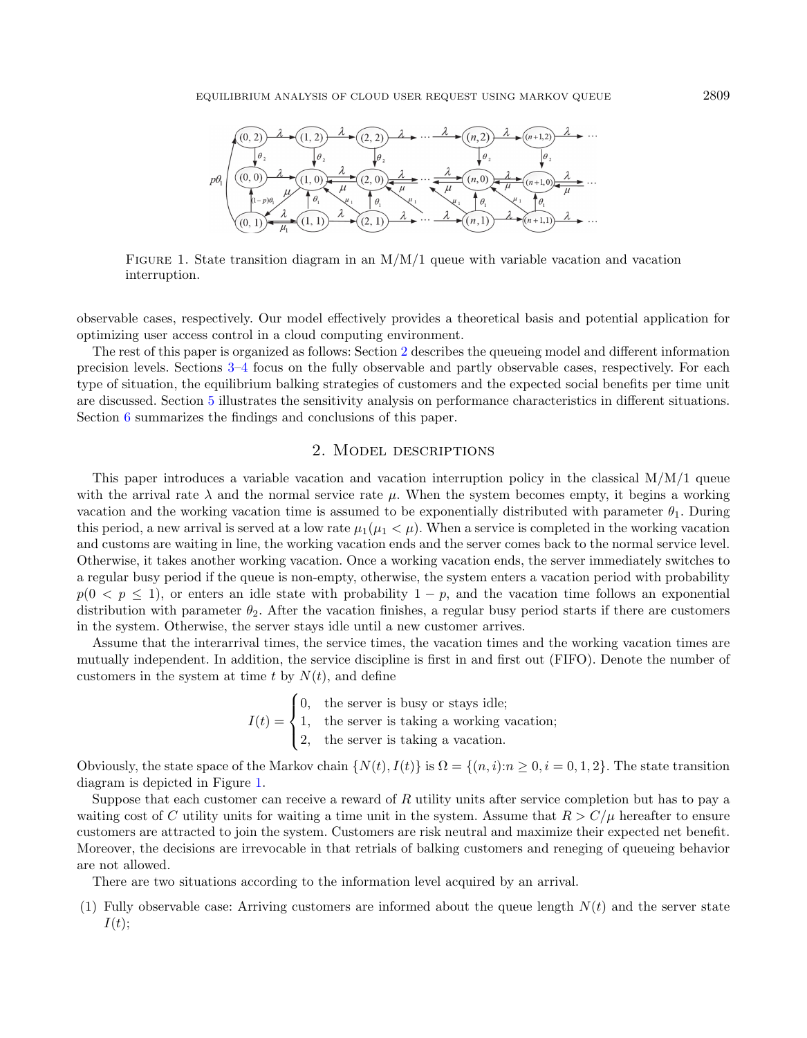Figure 1. State transition diagram in an M/M/1 queue with variable vacation and vacation interruption.

observable cases, respectively. Our model effectively provides a theoretical basis and potential application for optimizing user access control in a cloud computing environment.

The rest of this paper is organized as follows: Section 2 describes the queueing model and different information precision levels. Sections 3–4 focus on the fully observable and partly observable cases, respectively. For each type of situation, the equilibrium balking strategies of customers and the expected social benefits per time unit are discussed. Section 5 illustrates the sensitivity analysis on performance characteristics in different situations. Section 6 summarizes the findings and conclusions of this paper.

## 2. Model descriptions

This paper introduces a variable vacation and vacation interruption policy in the classical M/M/1 queue with the arrival rate $\lambda$ and the normal service rate $\mu$. When the system becomes empty, it begins a working vacation and the working vacation time is assumed to be exponentially distributed with parameter $\theta_1$. During this period, a new arrival is served at a low rate $\mu_1(\mu_1 < \mu)$. When a service is completed in the working vacation and customs are waiting in line, the working vacation ends and the server comes back to the normal service level. Otherwise, it takes another working vacation. Once a working vacation ends, the server immediately switches to a regular busy period if the queue is non-empty, otherwise, the system enters a vacation period with probability $p(0 < p \leq 1)$, or enters an idle state with probability $1 - p$, and the vacation time follows an exponential distribution with parameter $\theta_2$. After the vacation finishes, a regular busy period starts if there are customers in the system. Otherwise, the server stays idle until a new customer arrives.

Assume that the interarrival times, the service times, the vacation times and the working vacation times are mutually independent. In addition, the service discipline is first in and first out (FIFO). Denote the number of customers in the system at time $t$ by $N(t)$, and define

$$I(t) = \begin{cases} 0, & \text{the server is busy or stays idle;} \\ 1, & \text{the server is taking a working vacation;} \\ 2, & \text{the server is taking a vacation.} \end{cases}$$

Obviously, the state space of the Markov chain $\{N(t), I(t)\}$ is $\Omega = \{(n, i) : n \geq 0, i = 0, 1, 2\}$. The state transition diagram is depicted in Figure 1.

Suppose that each customer can receive a reward of $R$ utility units after service completion but has to pay a waiting cost of $C$ utility units for waiting a time unit in the system. Assume that $R > C/\mu$ hereafter to ensure customers are attracted to join the system. Customers are risk neutral and maximize their expected net benefit. Moreover, the decisions are irrevocable in that retrials of balking customers and reneging of queueing behavior are not allowed.

There are two situations according to the information level acquired by an arrival.

(1) Fully observable case: Arriving customers are informed about the queue length $N(t)$ and the server state $I(t)$;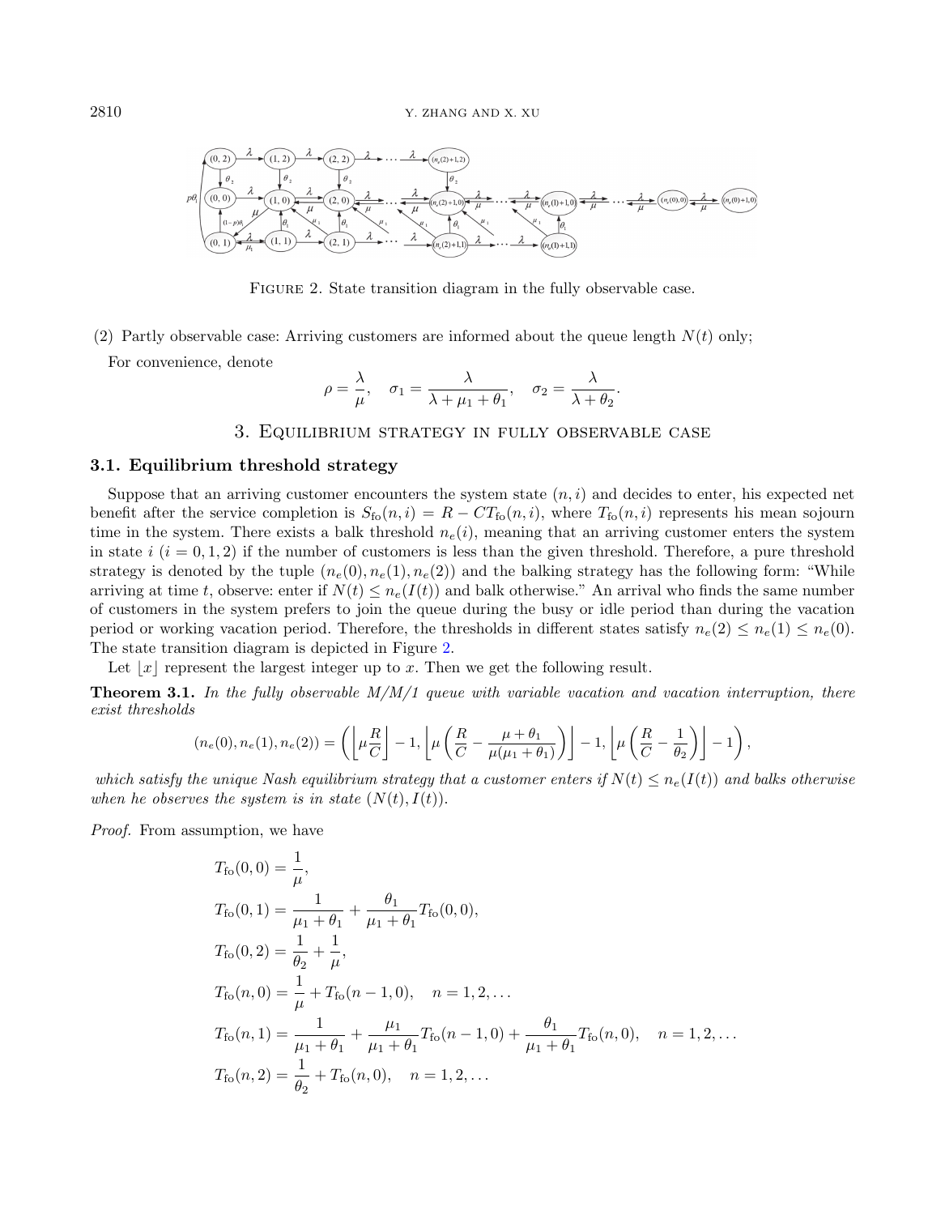FIGURE 2. State transition diagram in the fully observable case.

(2) Partly observable case: Arriving customers are informed about the queue length $N(t)$ only;

For convenience, denote

$$\rho = \frac{\lambda}{\mu}, \quad \sigma_1 = \frac{\lambda}{\lambda + \mu_1 + \theta_1}, \quad \sigma_2 = \frac{\lambda}{\lambda + \theta_2}.$$

## 3. Equilibrium strategy in fully observable case

### 3.1. Equilibrium threshold strategy

Suppose that an arriving customer encounters the system state $(n, i)$ and decides to enter, his expected net benefit after the service completion is $S_{\text{fo}}(n, i) = R - CT_{\text{fo}}(n, i)$, where $T_{\text{fo}}(n, i)$ represents his mean sojourn time in the system. There exists a balk threshold $n_e(i)$, meaning that an arriving customer enters the system in state $i$ $(i = 0, 1, 2)$ if the number of customers is less than the given threshold. Therefore, a pure threshold strategy is denoted by the tuple $(n_e(0), n_e(1), n_e(2))$ and the balking strategy has the following form: "While arriving at time $t$, observe: enter if $N(t) \leq n_e(I(t))$ and balk otherwise." An arrival who finds the same number of customers in the system prefers to join the queue during the busy or idle period than during the vacation period or working vacation period. Therefore, the thresholds in different states satisfy $n_e(2) \leq n_e(1) \leq n_e(0)$. The state transition diagram is depicted in Figure 2.

Let $\lfloor x \rfloor$ represent the largest integer up to $x$. Then we get the following result.

**Theorem 3.1.** *In the fully observable M/M/1 queue with variable vacation and vacation interruption, there exist thresholds*

$$(n_e(0), n_e(1), n_e(2)) = \left( \left\lfloor \mu \frac{R}{C} \right\rfloor - 1, \left\lfloor \mu \left( \frac{R}{C} - \frac{\mu + \theta_1}{\mu(\mu_1 + \theta_1)} \right) \right\rfloor - 1, \left\lfloor \mu \left( \frac{R}{C} - \frac{1}{\theta_2} \right) \right\rfloor - 1 \right),$$

*which satisfy the unique Nash equilibrium strategy that a customer enters if $N(t) \leq n_e(I(t))$ and balks otherwise when he observes the system is in state $(N(t), I(t))$.*

*Proof.* From assumption, we have

$$T_{\text{fo}}(0, 0) = \frac{1}{\mu},$$

$$T_{\text{fo}}(0, 1) = \frac{1}{\mu_1 + \theta_1} + \frac{\theta_1}{\mu_1 + \theta_1} T_{\text{fo}}(0, 0),$$

$$T_{\text{fo}}(0, 2) = \frac{1}{\theta_2} + \frac{1}{\mu},$$

$$T_{\text{fo}}(n, 0) = \frac{1}{\mu} + T_{\text{fo}}(n - 1, 0), \quad n = 1, 2, \ldots$$

$$T_{\text{fo}}(n, 1) = \frac{1}{\mu_1 + \theta_1} + \frac{\mu_1}{\mu_1 + \theta_1} T_{\text{fo}}(n - 1, 0) + \frac{\theta_1}{\mu_1 + \theta_1} T_{\text{fo}}(n, 0), \quad n = 1, 2, \ldots$$

$$T_{\text{fo}}(n, 2) = \frac{1}{\theta_2} + T_{\text{fo}}(n, 0), \quad n = 1, 2, \ldots$$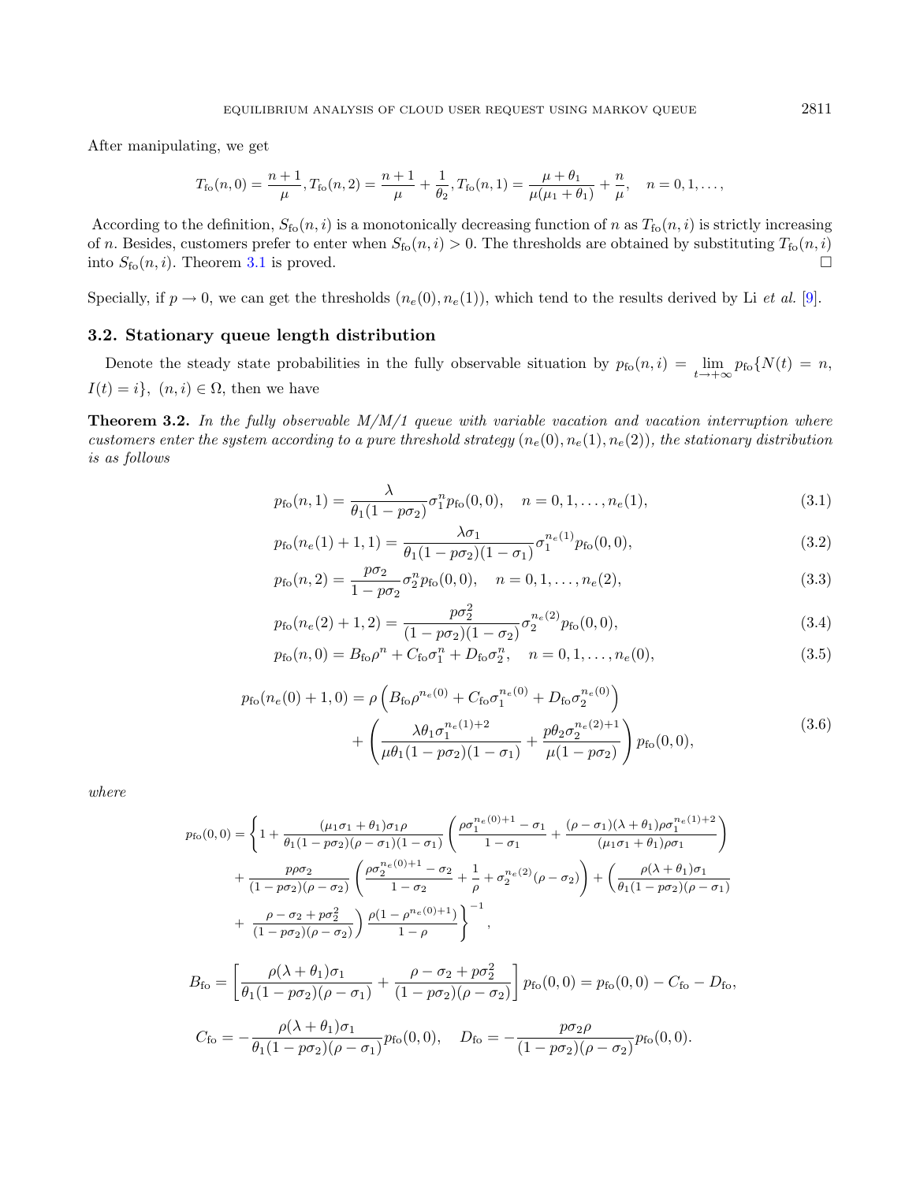After manipulating, we get

$$T_{\text{fo}}(n,0)=\frac{n+1}{\mu}, T_{\text{fo}}(n,2)=\frac{n+1}{\mu}+\frac{1}{\theta_2}, T_{\text{fo}}(n,1)=\frac{\mu+\theta_1}{\mu(\mu_1+\theta_1)}+\frac{n}{\mu},\quad n=0,1,\ldots,$$

According to the definition, $S_{\text{fo}}(n,i)$ is a monotonically decreasing function of $n$ as $T_{\text{fo}}(n,i)$ is strictly increasing of $n$. Besides, customers prefer to enter when $S_{\text{fo}}(n,i)>0$. The thresholds are obtained by substituting $T_{\text{fo}}(n,i)$ into $S_{\text{fo}}(n,i)$. Theorem 3.1 is proved. □

Specially, if $p\to 0$, we can get the thresholds $(n_e(0), n_e(1))$, which tend to the results derived by Li *et al.* [9].

### 3.2. Stationary queue length distribution

Denote the steady state probabilities in the fully observable situation by $p_{\text{fo}}(n,i)=\lim\limits_{t\to+\infty} p_{\text{fo}}\{N(t)=n, I(t)=i\},\ (n,i)\in\Omega$, then we have

**Theorem 3.2.** *In the fully observable M/M/1 queue with variable vacation and vacation interruption where customers enter the system according to a pure threshold strategy $(n_e(0), n_e(1), n_e(2))$, the stationary distribution is as follows*

$$p_{\text{fo}}(n,1)=\frac{\lambda}{\theta_1(1-p\sigma_2)}\sigma_1^n p_{\text{fo}}(0,0),\quad n=0,1,\ldots,n_e(1), \tag{3.1}$$

$$p_{\text{fo}}(n_e(1)+1,1)=\frac{\lambda\sigma_1}{\theta_1(1-p\sigma_2)(1-\sigma_1)}\sigma_1^{n_e(1)}p_{\text{fo}}(0,0), \tag{3.2}$$

$$p_{\text{fo}}(n,2)=\frac{p\sigma_2}{1-p\sigma_2}\sigma_2^n p_{\text{fo}}(0,0),\quad n=0,1,\ldots,n_e(2), \tag{3.3}$$

$$p_{\text{fo}}(n_e(2)+1,2)=\frac{p\sigma_2^2}{(1-p\sigma_2)(1-\sigma_2)}\sigma_2^{n_e(2)}p_{\text{fo}}(0,0), \tag{3.4}$$

$$p_{\text{fo}}(n,0)=B_{\text{fo}}\rho^n+C_{\text{fo}}\sigma_1^n+D_{\text{fo}}\sigma_2^n,\quad n=0,1,\ldots,n_e(0), \tag{3.5}$$

$$\begin{aligned}p_{\text{fo}}(n_e(0)+1,0)=&\ \rho\left(B_{\text{fo}}\rho^{n_e(0)}+C_{\text{fo}}\sigma_1^{n_e(0)}+D_{\text{fo}}\sigma_2^{n_e(0)}\right)\\&+\left(\frac{\lambda\theta_1\sigma_1^{n_e(1)+2}}{\mu\theta_1(1-p\sigma_2)(1-\sigma_1)}+\frac{p\theta_2\sigma_2^{n_e(2)+1}}{\mu(1-p\sigma_2)}\right)p_{\text{fo}}(0,0),\end{aligned} \tag{3.6}$$

*where*

$$\begin{aligned}p_{\text{fo}}(0,0)=\Bigg\{&1+\frac{(\mu_1\sigma_1+\theta_1)\sigma_1\rho}{\theta_1(1-p\sigma_2)(\rho-\sigma_1)(1-\sigma_1)}\left(\frac{\rho\sigma_1^{n_e(0)+1}-\sigma_1}{1-\sigma_1}+\frac{(\rho-\sigma_1)(\lambda+\theta_1)\rho\sigma_1^{n_e(1)+2}}{(\mu_1\sigma_1+\theta_1)\rho\sigma_1}\right)\\&+\frac{p\rho\sigma_2}{(1-p\sigma_2)(\rho-\sigma_2)}\left(\frac{\rho\sigma_2^{n_e(0)+1}-\sigma_2}{1-\sigma_2}+\frac{1}{\rho}+\sigma_2^{n_e(2)}(\rho-\sigma_2)\right)+\left(\frac{\rho(\lambda+\theta_1)\sigma_1}{\theta_1(1-p\sigma_2)(\rho-\sigma_1)}\right.\\&\left.+\ \frac{\rho-\sigma_2+p\sigma_2^2}{(1-p\sigma_2)(\rho-\sigma_2)}\right)\frac{\rho(1-\rho^{n_e(0)+1})}{1-\rho}\Bigg\}^{-1},\end{aligned}$$

$$B_{\text{fo}}=\left[\frac{\rho(\lambda+\theta_1)\sigma_1}{\theta_1(1-p\sigma_2)(\rho-\sigma_1)}+\frac{\rho-\sigma_2+p\sigma_2^2}{(1-p\sigma_2)(\rho-\sigma_2)}\right]p_{\text{fo}}(0,0)=p_{\text{fo}}(0,0)-C_{\text{fo}}-D_{\text{fo}},$$

$$C_{\text{fo}}=-\frac{\rho(\lambda+\theta_1)\sigma_1}{\theta_1(1-p\sigma_2)(\rho-\sigma_1)}p_{\text{fo}}(0,0),\quad D_{\text{fo}}=-\frac{p\sigma_2\rho}{(1-p\sigma_2)(\rho-\sigma_2)}p_{\text{fo}}(0,0).$$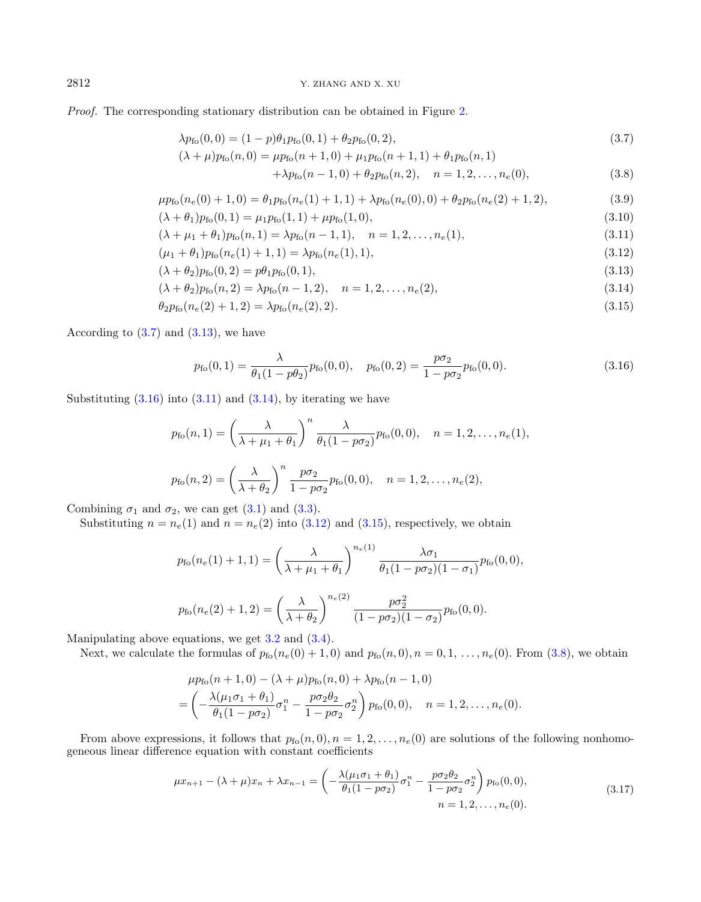*Proof.* The corresponding stationary distribution can be obtained in Figure 2.

$$\lambda p_{\rm fo}(0,0) = (1-p)\theta_1 p_{\rm fo}(0,1) + \theta_2 p_{\rm fo}(0,2), \tag{3.7}$$

$$(\lambda+\mu)p_{\rm fo}(n,0) = \mu p_{\rm fo}(n+1,0) + \mu_1 p_{\rm fo}(n+1,1) + \theta_1 p_{\rm fo}(n,1) + \lambda p_{\rm fo}(n-1,0) + \theta_2 p_{\rm fo}(n,2), \quad n=1,2,\ldots,n_e(0), \tag{3.8}$$

$$\mu p_{\rm fo}(n_e(0)+1,0) = \theta_1 p_{\rm fo}(n_e(1)+1,1) + \lambda p_{\rm fo}(n_e(0),0) + \theta_2 p_{\rm fo}(n_e(2)+1,2), \tag{3.9}$$

$$(\lambda+\theta_1)p_{\rm fo}(0,1) = \mu_1 p_{\rm fo}(1,1) + \mu p_{\rm fo}(1,0), \tag{3.10}$$

$$(\lambda+\mu_1+\theta_1)p_{\rm fo}(n,1) = \lambda p_{\rm fo}(n-1,1), \quad n=1,2,\ldots,n_e(1), \tag{3.11}$$

$$(\mu_1+\theta_1)p_{\rm fo}(n_e(1)+1,1) = \lambda p_{\rm fo}(n_e(1),1), \tag{3.12}$$

$$(\lambda+\theta_2)p_{\rm fo}(0,2) = p\theta_1 p_{\rm fo}(0,1), \tag{3.13}$$

$$(\lambda+\theta_2)p_{\rm fo}(n,2) = \lambda p_{\rm fo}(n-1,2), \quad n=1,2,\ldots,n_e(2), \tag{3.14}$$

$$\theta_2 p_{\rm fo}(n_e(2)+1,2) = \lambda p_{\rm fo}(n_e(2),2). \tag{3.15}$$

According to (3.7) and (3.13), we have

$$p_{\rm fo}(0,1) = \frac{\lambda}{\theta_1(1-p\theta_2)} p_{\rm fo}(0,0), \quad p_{\rm fo}(0,2) = \frac{p\sigma_2}{1-p\sigma_2} p_{\rm fo}(0,0). \tag{3.16}$$

Substituting (3.16) into (3.11) and (3.14), by iterating we have

$$p_{\rm fo}(n,1) = \left(\frac{\lambda}{\lambda+\mu_1+\theta_1}\right)^n \frac{\lambda}{\theta_1(1-p\sigma_2)} p_{\rm fo}(0,0), \quad n=1,2,\ldots,n_e(1),$$

$$p_{\rm fo}(n,2) = \left(\frac{\lambda}{\lambda+\theta_2}\right)^n \frac{p\sigma_2}{1-p\sigma_2} p_{\rm fo}(0,0), \quad n=1,2,\ldots,n_e(2),$$

Combining $\sigma_1$ and $\sigma_2$, we can get (3.1) and (3.3).

Substituting $n=n_e(1)$ and $n=n_e(2)$ into (3.12) and (3.15), respectively, we obtain

$$p_{\rm fo}(n_e(1)+1,1) = \left(\frac{\lambda}{\lambda+\mu_1+\theta_1}\right)^{n_e(1)} \frac{\lambda\sigma_1}{\theta_1(1-p\sigma_2)(1-\sigma_1)} p_{\rm fo}(0,0),$$

$$p_{\rm fo}(n_e(2)+1,2) = \left(\frac{\lambda}{\lambda+\theta_2}\right)^{n_e(2)} \frac{p\sigma_2^2}{(1-p\sigma_2)(1-\sigma_2)} p_{\rm fo}(0,0).$$

Manipulating above equations, we get 3.2 and (3.4).

Next, we calculate the formulas of $p_{\rm fo}(n_e(0)+1,0)$ and $p_{\rm fo}(n,0), n=0,1,\ldots,n_e(0)$. From (3.8), we obtain

$$\begin{aligned}
&\mu p_{\rm fo}(n+1,0) - (\lambda+\mu)p_{\rm fo}(n,0) + \lambda p_{\rm fo}(n-1,0) \\
&= \left(-\frac{\lambda(\mu_1\sigma_1+\theta_1)}{\theta_1(1-p\sigma_2)}\sigma_1^n - \frac{p\sigma_2\theta_2}{1-p\sigma_2}\sigma_2^n\right) p_{\rm fo}(0,0), \quad n=1,2,\ldots,n_e(0).
\end{aligned}$$

From above expressions, it follows that $p_{\rm fo}(n,0), n=1,2,\ldots,n_e(0)$ are solutions of the following nonhomogeneous linear difference equation with constant coefficients

$$\mu x_{n+1} - (\lambda+\mu)x_n + \lambda x_{n-1} = \left(-\frac{\lambda(\mu_1\sigma_1+\theta_1)}{\theta_1(1-p\sigma_2)}\sigma_1^n - \frac{p\sigma_2\theta_2}{1-p\sigma_2}\sigma_2^n\right) p_{\rm fo}(0,0), \quad n=1,2,\ldots,n_e(0). \tag{3.17}$$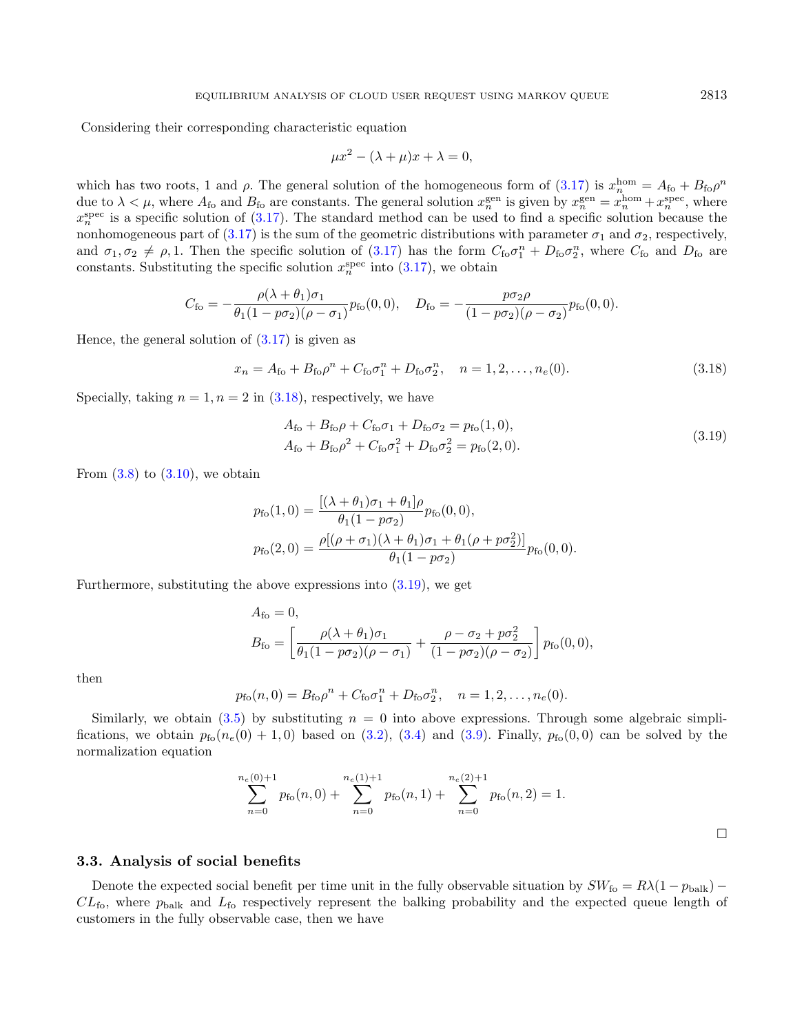Considering their corresponding characteristic equation

$$\mu x^2 - (\lambda + \mu)x + \lambda = 0,$$

which has two roots, 1 and $\rho$. The general solution of the homogeneous form of (3.17) is $x_n^{\text{hom}} = A_{\text{fo}} + B_{\text{fo}}\rho^n$ due to $\lambda < \mu$, where $A_{\text{fo}}$ and $B_{\text{fo}}$ are constants. The general solution $x_n^{\text{gen}}$ is given by $x_n^{\text{gen}} = x_n^{\text{hom}} + x_n^{\text{spec}}$, where $x_n^{\text{spec}}$ is a specific solution of (3.17). The standard method can be used to find a specific solution because the nonhomogeneous part of (3.17) is the sum of the geometric distributions with parameter $\sigma_1$ and $\sigma_2$, respectively, and $\sigma_1, \sigma_2 \neq \rho, 1$. Then the specific solution of (3.17) has the form $C_{\text{fo}}\sigma_1^n + D_{\text{fo}}\sigma_2^n$, where $C_{\text{fo}}$ and $D_{\text{fo}}$ are constants. Substituting the specific solution $x_n^{\text{spec}}$ into (3.17), we obtain

$$C_{\text{fo}} = -\frac{\rho(\lambda + \theta_1)\sigma_1}{\theta_1(1 - p\sigma_2)(\rho - \sigma_1)} p_{\text{fo}}(0, 0), \quad D_{\text{fo}} = -\frac{p\sigma_2\rho}{(1 - p\sigma_2)(\rho - \sigma_2)} p_{\text{fo}}(0, 0).$$

Hence, the general solution of (3.17) is given as

$$x_n = A_{\text{fo}} + B_{\text{fo}}\rho^n + C_{\text{fo}}\sigma_1^n + D_{\text{fo}}\sigma_2^n, \quad n = 1, 2, \ldots, n_e(0). \tag{3.18}$$

Specially, taking $n = 1, n = 2$ in (3.18), respectively, we have

$$\begin{aligned} A_{\text{fo}} + B_{\text{fo}}\rho + C_{\text{fo}}\sigma_1 + D_{\text{fo}}\sigma_2 &= p_{\text{fo}}(1, 0), \\ A_{\text{fo}} + B_{\text{fo}}\rho^2 + C_{\text{fo}}\sigma_1^2 + D_{\text{fo}}\sigma_2^2 &= p_{\text{fo}}(2, 0). \end{aligned} \tag{3.19}$$

From (3.8) to (3.10), we obtain

$$\begin{aligned} p_{\text{fo}}(1, 0) &= \frac{[(\lambda + \theta_1)\sigma_1 + \theta_1]\rho}{\theta_1(1 - p\sigma_2)} p_{\text{fo}}(0, 0), \\ p_{\text{fo}}(2, 0) &= \frac{\rho[(\rho + \sigma_1)(\lambda + \theta_1)\sigma_1 + \theta_1(\rho + p\sigma_2^2)]}{\theta_1(1 - p\sigma_2)} p_{\text{fo}}(0, 0). \end{aligned}$$

Furthermore, substituting the above expressions into (3.19), we get

$$\begin{aligned} A_{\text{fo}} &= 0, \\ B_{\text{fo}} &= \left[\frac{\rho(\lambda + \theta_1)\sigma_1}{\theta_1(1 - p\sigma_2)(\rho - \sigma_1)} + \frac{\rho - \sigma_2 + p\sigma_2^2}{(1 - p\sigma_2)(\rho - \sigma_2)}\right] p_{\text{fo}}(0, 0), \end{aligned}$$

then

$$p_{\text{fo}}(n, 0) = B_{\text{fo}}\rho^n + C_{\text{fo}}\sigma_1^n + D_{\text{fo}}\sigma_2^n, \quad n = 1, 2, \ldots, n_e(0).$$

Similarly, we obtain (3.5) by substituting $n = 0$ into above expressions. Through some algebraic simplifications, we obtain $p_{\text{fo}}(n_e(0) + 1, 0)$ based on (3.2), (3.4) and (3.9). Finally, $p_{\text{fo}}(0, 0)$ can be solved by the normalization equation

$$\sum_{n=0}^{n_e(0)+1} p_{\text{fo}}(n, 0) + \sum_{n=0}^{n_e(1)+1} p_{\text{fo}}(n, 1) + \sum_{n=0}^{n_e(2)+1} p_{\text{fo}}(n, 2) = 1.$$

□

### 3.3. Analysis of social benefits

Denote the expected social benefit per time unit in the fully observable situation by $SW_{\text{fo}} = R\lambda(1 - p_{\text{balk}}) - CL_{\text{fo}}$, where $p_{\text{balk}}$ and $L_{\text{fo}}$ respectively represent the balking probability and the expected queue length of customers in the fully observable case, then we have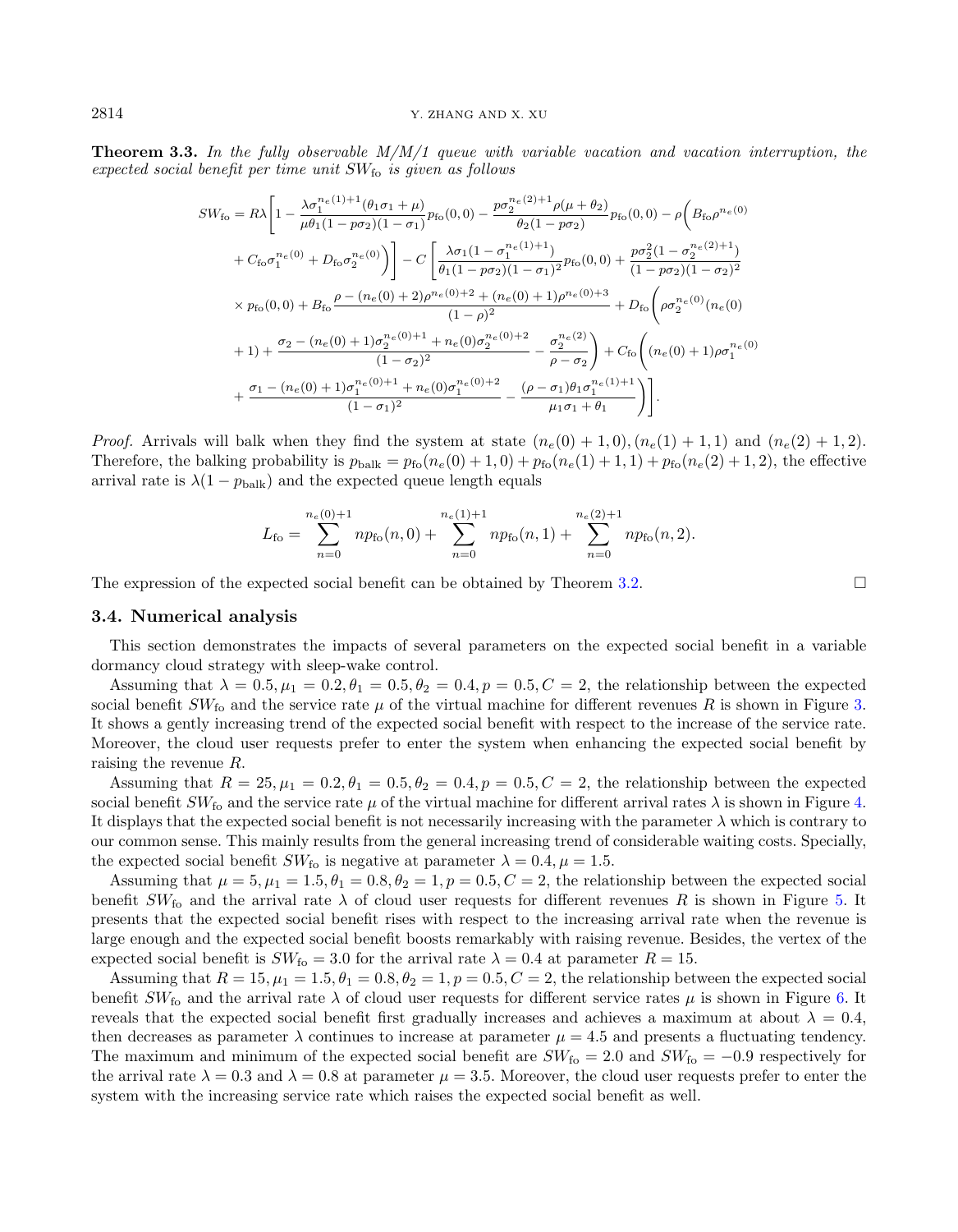**Theorem 3.3.** *In the fully observable M/M/1 queue with variable vacation and vacation interruption, the expected social benefit per time unit* $SW_{\text{fo}}$ *is given as follows*

$$
\begin{aligned}
SW_{\text{fo}} = {} & R\lambda\Bigg[1 - \frac{\lambda\sigma_1^{n_e(1)+1}(\theta_1\sigma_1+\mu)}{\mu\theta_1(1-p\sigma_2)(1-\sigma_1)}p_{\text{fo}}(0,0) - \frac{p\sigma_2^{n_e(2)+1}\rho(\mu+\theta_2)}{\theta_2(1-p\sigma_2)}p_{\text{fo}}(0,0) - \rho\bigg(B_{\text{fo}}\rho^{n_e(0)} \\
& + C_{\text{fo}}\sigma_1^{n_e(0)} + D_{\text{fo}}\sigma_2^{n_e(0)}\bigg)\Bigg] - C\left[\frac{\lambda\sigma_1(1-\sigma_1^{n_e(1)+1})}{\theta_1(1-p\sigma_2)(1-\sigma_1)^2}p_{\text{fo}}(0,0) + \frac{p\sigma_2^2(1-\sigma_2^{n_e(2)+1})}{(1-p\sigma_2)(1-\sigma_2)^2}\right. \\
& \times p_{\text{fo}}(0,0) + B_{\text{fo}}\frac{\rho-(n_e(0)+2)\rho^{n_e(0)+2}+(n_e(0)+1)\rho^{n_e(0)+3}}{(1-\rho)^2} + D_{\text{fo}}\bigg(\rho\sigma_2^{n_e(0)}(n_e(0) \\
& +1) + \frac{\sigma_2-(n_e(0)+1)\sigma_2^{n_e(0)+1}+n_e(0)\sigma_2^{n_e(0)+2}}{(1-\sigma_2)^2} - \frac{\sigma_2^{n_e(2)}}{\rho-\sigma_2}\bigg) + C_{\text{fo}}\bigg((n_e(0)+1)\rho\sigma_1^{n_e(0)} \\
& \left. + \frac{\sigma_1-(n_e(0)+1)\sigma_1^{n_e(0)+1}+n_e(0)\sigma_1^{n_e(0)+2}}{(1-\sigma_1)^2} - \frac{(\rho-\sigma_1)\theta_1\sigma_1^{n_e(1)+1}}{\mu_1\sigma_1+\theta_1}\bigg)\right].
\end{aligned}
$$

*Proof.* Arrivals will balk when they find the system at state $(n_e(0)+1,0), (n_e(1)+1,1)$ and $(n_e(2)+1,2)$. Therefore, the balking probability is $p_{\text{balk}} = p_{\text{fo}}(n_e(0)+1,0) + p_{\text{fo}}(n_e(1)+1,1) + p_{\text{fo}}(n_e(2)+1,2)$, the effective arrival rate is $\lambda(1-p_{\text{balk}})$ and the expected queue length equals

$$
L_{\text{fo}} = \sum_{n=0}^{n_e(0)+1} np_{\text{fo}}(n,0) + \sum_{n=0}^{n_e(1)+1} np_{\text{fo}}(n,1) + \sum_{n=0}^{n_e(2)+1} np_{\text{fo}}(n,2).
$$

The expression of the expected social benefit can be obtained by Theorem 3.2. □

### 3.4. Numerical analysis

This section demonstrates the impacts of several parameters on the expected social benefit in a variable dormancy cloud strategy with sleep-wake control.

Assuming that $\lambda = 0.5, \mu_1 = 0.2, \theta_1 = 0.5, \theta_2 = 0.4, p = 0.5, C = 2$, the relationship between the expected social benefit $SW_{\text{fo}}$ and the service rate $\mu$ of the virtual machine for different revenues $R$ is shown in Figure 3. It shows a gently increasing trend of the expected social benefit with respect to the increase of the service rate. Moreover, the cloud user requests prefer to enter the system when enhancing the expected social benefit by raising the revenue $R$.

Assuming that $R = 25, \mu_1 = 0.2, \theta_1 = 0.5, \theta_2 = 0.4, p = 0.5, C = 2$, the relationship between the expected social benefit $SW_{\text{fo}}$ and the service rate $\mu$ of the virtual machine for different arrival rates $\lambda$ is shown in Figure 4. It displays that the expected social benefit is not necessarily increasing with the parameter $\lambda$ which is contrary to our common sense. This mainly results from the general increasing trend of considerable waiting costs. Specially, the expected social benefit $SW_{\text{fo}}$ is negative at parameter $\lambda = 0.4, \mu = 1.5$.

Assuming that $\mu = 5, \mu_1 = 1.5, \theta_1 = 0.8, \theta_2 = 1, p = 0.5, C = 2$, the relationship between the expected social benefit $SW_{\text{fo}}$ and the arrival rate $\lambda$ of cloud user requests for different revenues $R$ is shown in Figure 5. It presents that the expected social benefit rises with respect to the increasing arrival rate when the revenue is large enough and the expected social benefit boosts remarkably with raising revenue. Besides, the vertex of the expected social benefit is $SW_{\text{fo}} = 3.0$ for the arrival rate $\lambda = 0.4$ at parameter $R = 15$.

Assuming that $R = 15, \mu_1 = 1.5, \theta_1 = 0.8, \theta_2 = 1, p = 0.5, C = 2$, the relationship between the expected social benefit $SW_{\text{fo}}$ and the arrival rate $\lambda$ of cloud user requests for different service rates $\mu$ is shown in Figure 6. It reveals that the expected social benefit first gradually increases and achieves a maximum at about $\lambda = 0.4$, then decreases as parameter $\lambda$ continues to increase at parameter $\mu = 4.5$ and presents a fluctuating tendency. The maximum and minimum of the expected social benefit are $SW_{\text{fo}} = 2.0$ and $SW_{\text{fo}} = -0.9$ respectively for the arrival rate $\lambda = 0.3$ and $\lambda = 0.8$ at parameter $\mu = 3.5$. Moreover, the cloud user requests prefer to enter the system with the increasing service rate which raises the expected social benefit as well.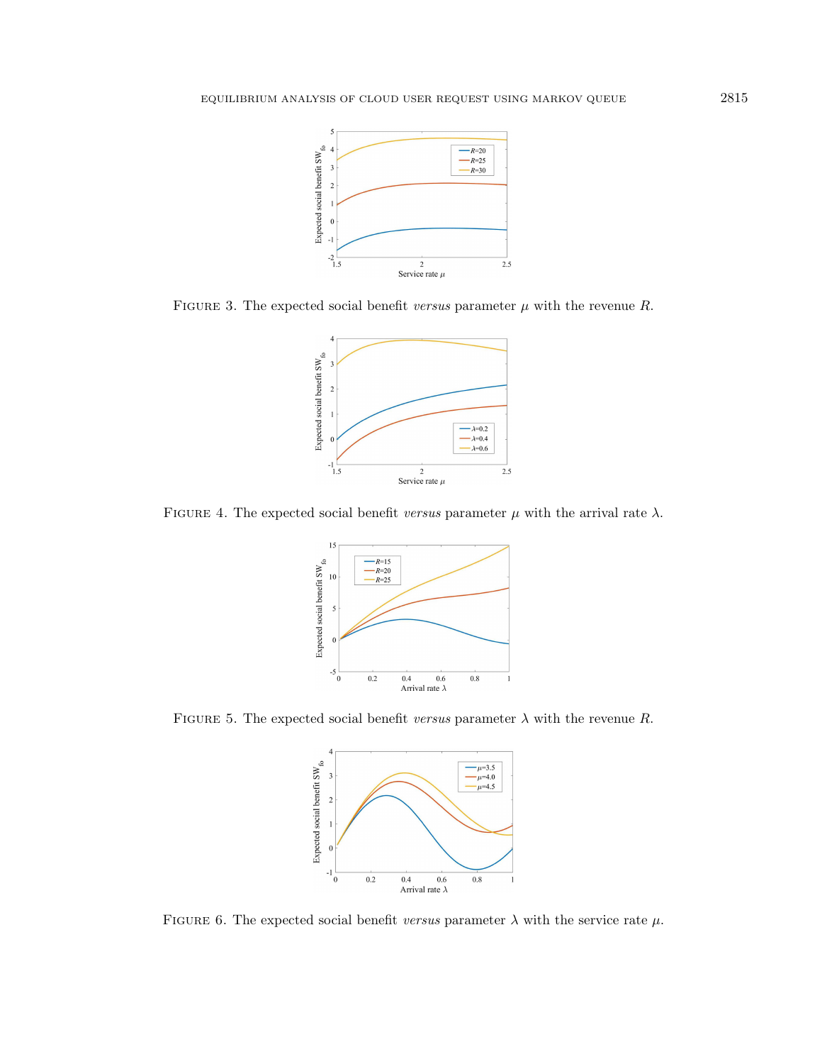FIGURE 3. The expected social benefit *versus* parameter $\mu$ with the revenue $R$.

FIGURE 4. The expected social benefit *versus* parameter $\mu$ with the arrival rate $\lambda$.

FIGURE 5. The expected social benefit *versus* parameter $\lambda$ with the revenue $R$.

FIGURE 6. The expected social benefit *versus* parameter $\lambda$ with the service rate $\mu$.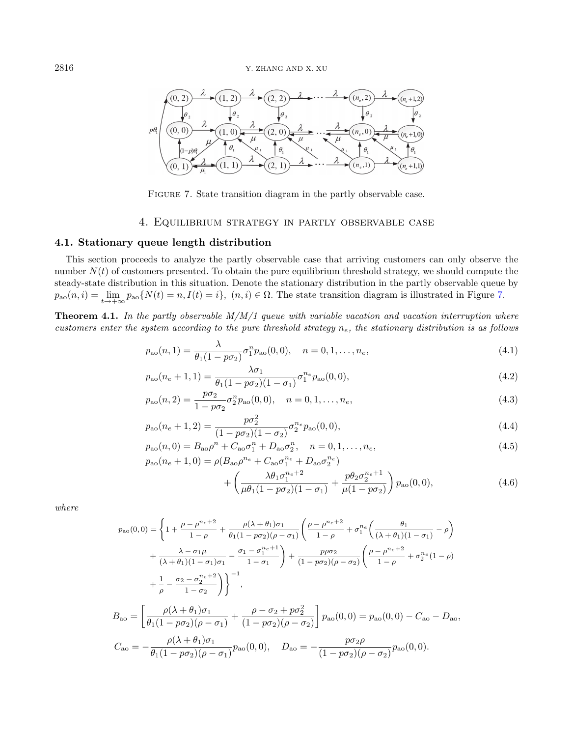FIGURE 7. State transition diagram in the partly observable case.

## 4. Equilibrium strategy in partly observable case

### 4.1. Stationary queue length distribution

This section proceeds to analyze the partly observable case that arriving customers can only observe the number $N(t)$ of customers presented. To obtain the pure equilibrium threshold strategy, we should compute the steady-state distribution in this situation. Denote the stationary distribution in the partly observable queue by $p_{\text{ao}}(n,i) = \lim_{t\to+\infty} p_{\text{ao}}\{N(t)=n, I(t)=i\},\ (n,i)\in\Omega$. The state transition diagram is illustrated in Figure 7.

**Theorem 4.1.** *In the partly observable M/M/1 queue with variable vacation and vacation interruption where customers enter the system according to the pure threshold strategy $n_e$, the stationary distribution is as follows*

$$p_{\text{ao}}(n,1) = \frac{\lambda}{\theta_1(1-p\sigma_2)}\sigma_1^n p_{\text{ao}}(0,0), \quad n=0,1,\ldots,n_e, \tag{4.1}$$

$$p_{\text{ao}}(n_e+1,1) = \frac{\lambda\sigma_1}{\theta_1(1-p\sigma_2)(1-\sigma_1)}\sigma_1^{n_e} p_{\text{ao}}(0,0), \tag{4.2}$$

$$p_{\text{ao}}(n,2) = \frac{p\sigma_2}{1-p\sigma_2}\sigma_2^n p_{\text{ao}}(0,0), \quad n=0,1,\ldots,n_e, \tag{4.3}$$

$$p_{\text{ao}}(n_e+1,2) = \frac{p\sigma_2^2}{(1-p\sigma_2)(1-\sigma_2)}\sigma_2^{n_e} p_{\text{ao}}(0,0), \tag{4.4}$$

$$p_{\text{ao}}(n,0) = B_{\text{ao}}\rho^n + C_{\text{ao}}\sigma_1^n + D_{\text{ao}}\sigma_2^n, \quad n=0,1,\ldots,n_e, \tag{4.5}$$

$$\begin{aligned} p_{\text{ao}}(n_e+1,0) = {} & \rho(B_{\text{ao}}\rho^{n_e} + C_{\text{ao}}\sigma_1^{n_e} + D_{\text{ao}}\sigma_2^{n_e}) \\ & + \left(\frac{\lambda\theta_1\sigma_1^{n_e+2}}{\mu\theta_1(1-p\sigma_2)(1-\sigma_1)} + \frac{p\theta_2\sigma_2^{n_e+1}}{\mu(1-p\sigma_2)}\right) p_{\text{ao}}(0,0), \end{aligned} \tag{4.6}$$

*where*

$$\begin{aligned} p_{\text{ao}}(0,0) = \Bigg\{ & 1 + \frac{\rho-\rho^{n_e+2}}{1-\rho} + \frac{\rho(\lambda+\theta_1)\sigma_1}{\theta_1(1-p\sigma_2)(\rho-\sigma_1)}\left(\frac{\rho-\rho^{n_e+2}}{1-\rho} + \sigma_1^{n_e}\left(\frac{\theta_1}{(\lambda+\theta_1)(1-\sigma_1)} - \rho\right)\right. \\ & \left. + \frac{\lambda-\sigma_1\mu}{(\lambda+\theta_1)(1-\sigma_1)\sigma_1} - \frac{\sigma_1-\sigma_1^{n_e+1}}{1-\sigma_1}\right) + \frac{p\rho\sigma_2}{(1-p\sigma_2)(\rho-\sigma_2)}\left(\frac{\rho-\rho^{n_e+2}}{1-\rho} + \sigma_2^{n_e}(1-\rho)\right. \\ & \left. + \frac{1}{\rho} - \frac{\sigma_2-\sigma_2^{n_e+2}}{1-\sigma_2}\right)\Bigg\}^{-1}, \end{aligned}$$

$$B_{\text{ao}} = \left[\frac{\rho(\lambda+\theta_1)\sigma_1}{\theta_1(1-p\sigma_2)(\rho-\sigma_1)} + \frac{\rho-\sigma_2+p\sigma_2^2}{(1-p\sigma_2)(\rho-\sigma_2)}\right] p_{\text{ao}}(0,0) = p_{\text{ao}}(0,0) - C_{\text{ao}} - D_{\text{ao}},$$

$$C_{\text{ao}} = -\frac{\rho(\lambda+\theta_1)\sigma_1}{\theta_1(1-p\sigma_2)(\rho-\sigma_1)} p_{\text{ao}}(0,0), \quad D_{\text{ao}} = -\frac{p\sigma_2\rho}{(1-p\sigma_2)(\rho-\sigma_2)} p_{\text{ao}}(0,0).$$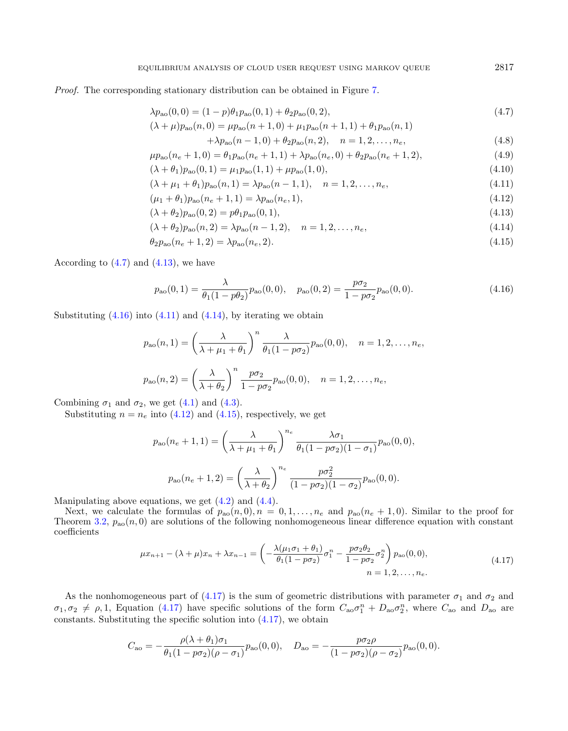*Proof.* The corresponding stationary distribution can be obtained in Figure 7.

$$\lambda p_{\mathrm{ao}}(0,0) = (1-p)\theta_1 p_{\mathrm{ao}}(0,1) + \theta_2 p_{\mathrm{ao}}(0,2), \tag{4.7}$$

$$(\lambda+\mu)p_{\mathrm{ao}}(n,0) = \mu p_{\mathrm{ao}}(n+1,0) + \mu_1 p_{\mathrm{ao}}(n+1,1) + \theta_1 p_{\mathrm{ao}}(n,1) + \lambda p_{\mathrm{ao}}(n-1,0) + \theta_2 p_{\mathrm{ao}}(n,2), \quad n = 1,2,\ldots,n_e, \tag{4.8}$$

$$\mu p_{\mathrm{ao}}(n_e+1,0) = \theta_1 p_{\mathrm{ao}}(n_e+1,1) + \lambda p_{\mathrm{ao}}(n_e,0) + \theta_2 p_{\mathrm{ao}}(n_e+1,2), \tag{4.9}$$

$$(\lambda+\theta_1)p_{\mathrm{ao}}(0,1) = \mu_1 p_{\mathrm{ao}}(1,1) + \mu p_{\mathrm{ao}}(1,0), \tag{4.10}$$

$$(\lambda+\mu_1+\theta_1)p_{\mathrm{ao}}(n,1) = \lambda p_{\mathrm{ao}}(n-1,1), \quad n = 1,2,\ldots,n_e, \tag{4.11}$$

$$(\mu_1+\theta_1)p_{\mathrm{ao}}(n_e+1,1) = \lambda p_{\mathrm{ao}}(n_e,1), \tag{4.12}$$

$$(\lambda+\theta_2)p_{\mathrm{ao}}(0,2) = p\theta_1 p_{\mathrm{ao}}(0,1), \tag{4.13}$$

$$(\lambda+\theta_2)p_{\mathrm{ao}}(n,2) = \lambda p_{\mathrm{ao}}(n-1,2), \quad n = 1,2,\ldots,n_e, \tag{4.14}$$

$$\theta_2 p_{\mathrm{ao}}(n_e+1,2) = \lambda p_{\mathrm{ao}}(n_e,2). \tag{4.15}$$

According to (4.7) and (4.13), we have

$$p_{\mathrm{ao}}(0,1) = \frac{\lambda}{\theta_1(1-p\theta_2)} p_{\mathrm{ao}}(0,0), \quad p_{\mathrm{ao}}(0,2) = \frac{p\sigma_2}{1-p\sigma_2} p_{\mathrm{ao}}(0,0). \tag{4.16}$$

Substituting (4.16) into (4.11) and (4.14), by iterating we obtain

$$p_{\mathrm{ao}}(n,1) = \left(\frac{\lambda}{\lambda+\mu_1+\theta_1}\right)^n \frac{\lambda}{\theta_1(1-p\sigma_2)} p_{\mathrm{ao}}(0,0), \quad n = 1,2,\ldots,n_e,$$

$$p_{\mathrm{ao}}(n,2) = \left(\frac{\lambda}{\lambda+\theta_2}\right)^n \frac{p\sigma_2}{1-p\sigma_2} p_{\mathrm{ao}}(0,0), \quad n = 1,2,\ldots,n_e,$$

Combining $\sigma_1$ and $\sigma_2$, we get (4.1) and (4.3).

Substituting $n = n_e$ into (4.12) and (4.15), respectively, we get

$$p_{\mathrm{ao}}(n_e+1,1) = \left(\frac{\lambda}{\lambda+\mu_1+\theta_1}\right)^{n_e} \frac{\lambda\sigma_1}{\theta_1(1-p\sigma_2)(1-\sigma_1)} p_{\mathrm{ao}}(0,0),$$

$$p_{\mathrm{ao}}(n_e+1,2) = \left(\frac{\lambda}{\lambda+\theta_2}\right)^{n_e} \frac{p\sigma_2^2}{(1-p\sigma_2)(1-\sigma_2)} p_{\mathrm{ao}}(0,0).$$

Manipulating above equations, we get (4.2) and (4.4).

Next, we calculate the formulas of $p_{\mathrm{ao}}(n,0), n = 0,1,\ldots,n_e$ and $p_{\mathrm{ao}}(n_e+1,0)$. Similar to the proof for Theorem 3.2, $p_{\mathrm{ao}}(n,0)$ are solutions of the following nonhomogeneous linear difference equation with constant coefficients

$$\mu x_{n+1} - (\lambda+\mu)x_n + \lambda x_{n-1} = \left(-\frac{\lambda(\mu_1\sigma_1+\theta_1)}{\theta_1(1-p\sigma_2)}\sigma_1^n - \frac{p\sigma_2\theta_2}{1-p\sigma_2}\sigma_2^n\right) p_{\mathrm{ao}}(0,0), \quad n = 1,2,\ldots,n_e. \tag{4.17}$$

As the nonhomogeneous part of (4.17) is the sum of geometric distributions with parameter $\sigma_1$ and $\sigma_2$ and $\sigma_1, \sigma_2 \neq \rho, 1$, Equation (4.17) have specific solutions of the form $C_{\mathrm{ao}}\sigma_1^n + D_{\mathrm{ao}}\sigma_2^n$, where $C_{\mathrm{ao}}$ and $D_{\mathrm{ao}}$ are constants. Substituting the specific solution into (4.17), we obtain

$$C_{\mathrm{ao}} = -\frac{\rho(\lambda+\theta_1)\sigma_1}{\theta_1(1-p\sigma_2)(\rho-\sigma_1)} p_{\mathrm{ao}}(0,0), \quad D_{\mathrm{ao}} = -\frac{p\sigma_2\rho}{(1-p\sigma_2)(\rho-\sigma_2)} p_{\mathrm{ao}}(0,0).$$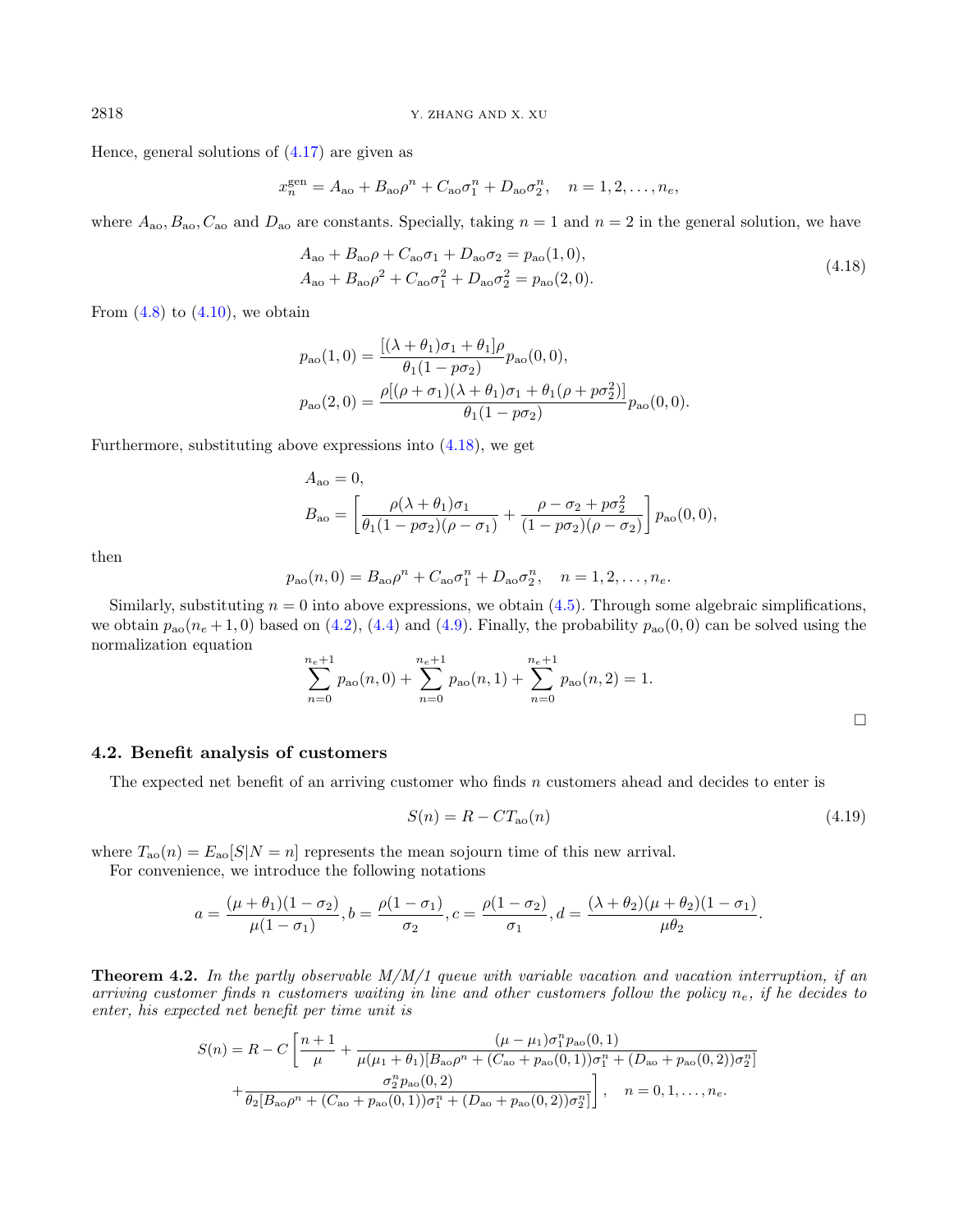Hence, general solutions of (4.17) are given as

$$x_n^{\text{gen}} = A_{\text{ao}} + B_{\text{ao}}\rho^n + C_{\text{ao}}\sigma_1^n + D_{\text{ao}}\sigma_2^n, \quad n = 1, 2, \ldots, n_e,$$

where $A_{\text{ao}}, B_{\text{ao}}, C_{\text{ao}}$ and $D_{\text{ao}}$ are constants. Specially, taking $n = 1$ and $n = 2$ in the general solution, we have

$$\begin{aligned} A_{\text{ao}} + B_{\text{ao}}\rho + C_{\text{ao}}\sigma_1 + D_{\text{ao}}\sigma_2 &= p_{\text{ao}}(1, 0), \\ A_{\text{ao}} + B_{\text{ao}}\rho^2 + C_{\text{ao}}\sigma_1^2 + D_{\text{ao}}\sigma_2^2 &= p_{\text{ao}}(2, 0). \end{aligned} \tag{4.18}$$

From (4.8) to (4.10), we obtain

$$p_{\text{ao}}(1, 0) = \frac{[(\lambda + \theta_1)\sigma_1 + \theta_1]\rho}{\theta_1(1 - p\sigma_2)} p_{\text{ao}}(0, 0),$$

$$p_{\text{ao}}(2, 0) = \frac{\rho[(\rho + \sigma_1)(\lambda + \theta_1)\sigma_1 + \theta_1(\rho + p\sigma_2^2)]}{\theta_1(1 - p\sigma_2)} p_{\text{ao}}(0, 0).$$

Furthermore, substituting above expressions into (4.18), we get

$$A_{\text{ao}} = 0,$$

$$B_{\text{ao}} = \left[\frac{\rho(\lambda + \theta_1)\sigma_1}{\theta_1(1 - p\sigma_2)(\rho - \sigma_1)} + \frac{\rho - \sigma_2 + p\sigma_2^2}{(1 - p\sigma_2)(\rho - \sigma_2)}\right] p_{\text{ao}}(0, 0),$$

then

$$p_{\text{ao}}(n, 0) = B_{\text{ao}}\rho^n + C_{\text{ao}}\sigma_1^n + D_{\text{ao}}\sigma_2^n, \quad n = 1, 2, \ldots, n_e.$$

Similarly, substituting $n = 0$ into above expressions, we obtain (4.5). Through some algebraic simplifications, we obtain $p_{\text{ao}}(n_e + 1, 0)$ based on (4.2), (4.4) and (4.9). Finally, the probability $p_{\text{ao}}(0, 0)$ can be solved using the normalization equation

$$\sum_{n=0}^{n_e+1} p_{\text{ao}}(n, 0) + \sum_{n=0}^{n_e+1} p_{\text{ao}}(n, 1) + \sum_{n=0}^{n_e+1} p_{\text{ao}}(n, 2) = 1.$$

□

### 4.2. Benefit analysis of customers

The expected net benefit of an arriving customer who finds $n$ customers ahead and decides to enter is

$$S(n) = R - CT_{\text{ao}}(n) \tag{4.19}$$

where $T_{\text{ao}}(n) = E_{\text{ao}}[S|N = n]$ represents the mean sojourn time of this new arrival.

For convenience, we introduce the following notations

$$a = \frac{(\mu + \theta_1)(1 - \sigma_2)}{\mu(1 - \sigma_1)}, b = \frac{\rho(1 - \sigma_1)}{\sigma_2}, c = \frac{\rho(1 - \sigma_2)}{\sigma_1}, d = \frac{(\lambda + \theta_2)(\mu + \theta_2)(1 - \sigma_1)}{\mu\theta_2}.$$

**Theorem 4.2.** *In the partly observable M/M/1 queue with variable vacation and vacation interruption, if an arriving customer finds $n$ customers waiting in line and other customers follow the policy $n_e$, if he decides to enter, his expected net benefit per time unit is*

$$\begin{aligned} S(n) = R - C\Bigg[&\frac{n + 1}{\mu} + \frac{(\mu - \mu_1)\sigma_1^n p_{\text{ao}}(0, 1)}{\mu(\mu_1 + \theta_1)[B_{\text{ao}}\rho^n + (C_{\text{ao}} + p_{\text{ao}}(0, 1))\sigma_1^n + (D_{\text{ao}} + p_{\text{ao}}(0, 2))\sigma_2^n]} \\ &+ \frac{\sigma_2^n p_{\text{ao}}(0, 2)}{\theta_2[B_{\text{ao}}\rho^n + (C_{\text{ao}} + p_{\text{ao}}(0, 1))\sigma_1^n + (D_{\text{ao}} + p_{\text{ao}}(0, 2))\sigma_2^n]}\Bigg], \quad n = 0, 1, \ldots, n_e. \end{aligned}$$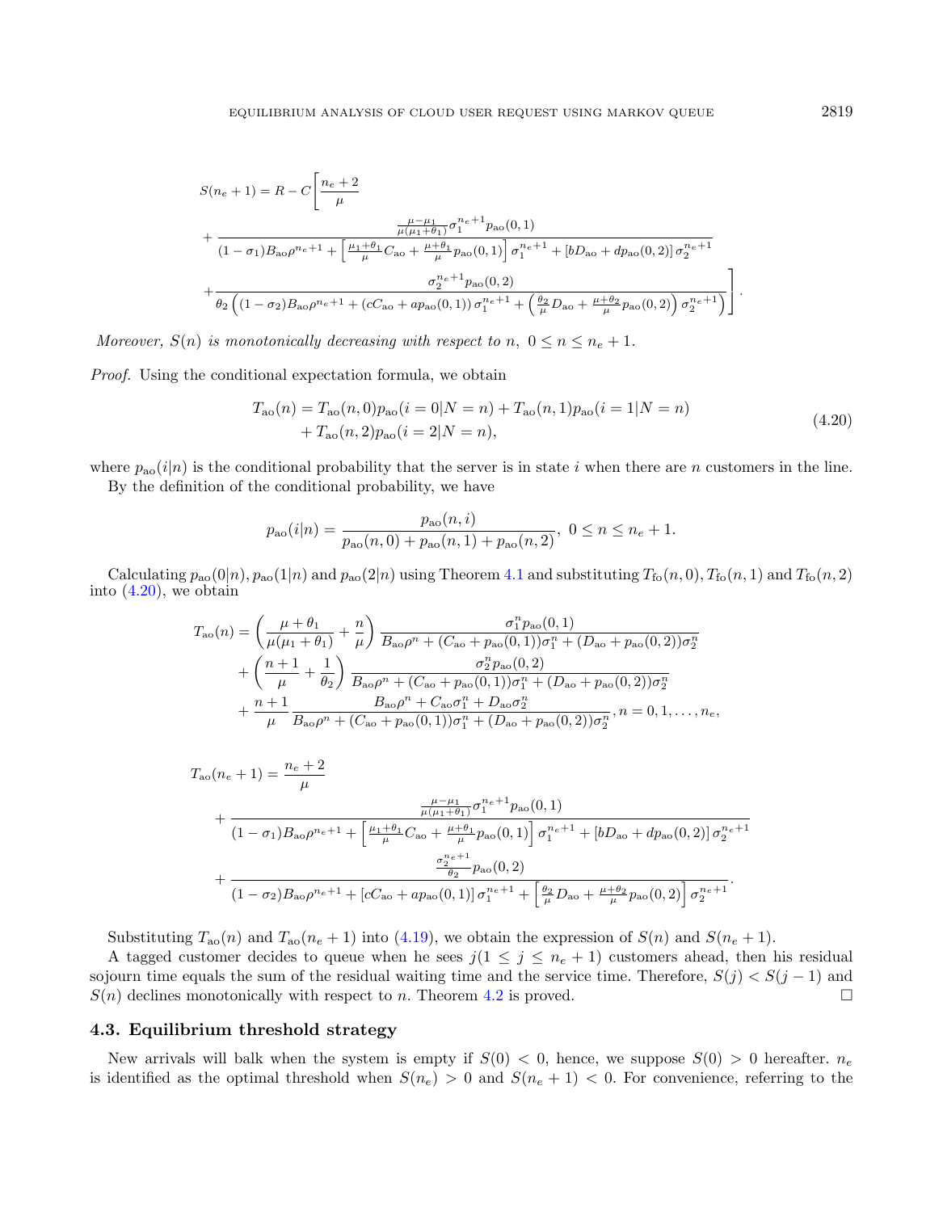$$
\begin{aligned}
S(n_e+1) = R - C\Bigg[&\frac{n_e+2}{\mu} \\
&+ \frac{\frac{\mu-\mu_1}{\mu(\mu_1+\theta_1)}\sigma_1^{n_e+1}p_{\mathrm{ao}}(0,1)}{(1-\sigma_1)B_{\mathrm{ao}}\rho^{n_e+1} + \left[\frac{\mu_1+\theta_1}{\mu}C_{\mathrm{ao}} + \frac{\mu+\theta_1}{\mu}p_{\mathrm{ao}}(0,1)\right]\sigma_1^{n_e+1} + \left[bD_{\mathrm{ao}} + dp_{\mathrm{ao}}(0,2)\right]\sigma_2^{n_e+1}} \\
&+ \frac{\sigma_2^{n_e+1}p_{\mathrm{ao}}(0,2)}{\theta_2\left((1-\sigma_2)B_{\mathrm{ao}}\rho^{n_e+1} + (cC_{\mathrm{ao}} + ap_{\mathrm{ao}}(0,1))\sigma_1^{n_e+1} + \left(\frac{\theta_2}{\mu}D_{\mathrm{ao}} + \frac{\mu+\theta_2}{\mu}p_{\mathrm{ao}}(0,2)\right)\sigma_2^{n_e+1}\right)}\Bigg].
\end{aligned}
$$

*Moreover, $S(n)$ is monotonically decreasing with respect to $n$, $0 \le n \le n_e+1$.*

*Proof.* Using the conditional expectation formula, we obtain

$$
\begin{aligned}
T_{\mathrm{ao}}(n) = {} & T_{\mathrm{ao}}(n,0)p_{\mathrm{ao}}(i=0|N=n) + T_{\mathrm{ao}}(n,1)p_{\mathrm{ao}}(i=1|N=n) \\
& + T_{\mathrm{ao}}(n,2)p_{\mathrm{ao}}(i=2|N=n),
\end{aligned}
\tag{4.20}
$$

where $p_{\mathrm{ao}}(i|n)$ is the conditional probability that the server is in state $i$ when there are $n$ customers in the line.

By the definition of the conditional probability, we have

$$
p_{\mathrm{ao}}(i|n) = \frac{p_{\mathrm{ao}}(n,i)}{p_{\mathrm{ao}}(n,0) + p_{\mathrm{ao}}(n,1) + p_{\mathrm{ao}}(n,2)},\ 0 \le n \le n_e+1.
$$

Calculating $p_{\mathrm{ao}}(0|n), p_{\mathrm{ao}}(1|n)$ and $p_{\mathrm{ao}}(2|n)$ using Theorem 4.1 and substituting $T_{\mathrm{fo}}(n,0), T_{\mathrm{fo}}(n,1)$ and $T_{\mathrm{fo}}(n,2)$ into (4.20), we obtain

$$
\begin{aligned}
T_{\mathrm{ao}}(n) = {} & \left(\frac{\mu+\theta_1}{\mu(\mu_1+\theta_1)} + \frac{n}{\mu}\right)\frac{\sigma_1^n p_{\mathrm{ao}}(0,1)}{B_{\mathrm{ao}}\rho^n + (C_{\mathrm{ao}} + p_{\mathrm{ao}}(0,1))\sigma_1^n + (D_{\mathrm{ao}} + p_{\mathrm{ao}}(0,2))\sigma_2^n} \\
& + \left(\frac{n+1}{\mu} + \frac{1}{\theta_2}\right)\frac{\sigma_2^n p_{\mathrm{ao}}(0,2)}{B_{\mathrm{ao}}\rho^n + (C_{\mathrm{ao}} + p_{\mathrm{ao}}(0,1))\sigma_1^n + (D_{\mathrm{ao}} + p_{\mathrm{ao}}(0,2))\sigma_2^n} \\
& + \frac{n+1}{\mu}\frac{B_{\mathrm{ao}}\rho^n + C_{\mathrm{ao}}\sigma_1^n + D_{\mathrm{ao}}\sigma_2^n}{B_{\mathrm{ao}}\rho^n + (C_{\mathrm{ao}} + p_{\mathrm{ao}}(0,1))\sigma_1^n + (D_{\mathrm{ao}} + p_{\mathrm{ao}}(0,2))\sigma_2^n}, n = 0, 1, \ldots, n_e,
\end{aligned}
$$

$$
\begin{aligned}
T_{\mathrm{ao}}(n_e+1) = {} & \frac{n_e+2}{\mu} \\
& + \frac{\frac{\mu-\mu_1}{\mu(\mu_1+\theta_1)}\sigma_1^{n_e+1}p_{\mathrm{ao}}(0,1)}{(1-\sigma_1)B_{\mathrm{ao}}\rho^{n_e+1} + \left[\frac{\mu_1+\theta_1}{\mu}C_{\mathrm{ao}} + \frac{\mu+\theta_1}{\mu}p_{\mathrm{ao}}(0,1)\right]\sigma_1^{n_e+1} + \left[bD_{\mathrm{ao}} + dp_{\mathrm{ao}}(0,2)\right]\sigma_2^{n_e+1}} \\
& + \frac{\frac{\sigma_2^{n_e+1}}{\theta_2}p_{\mathrm{ao}}(0,2)}{(1-\sigma_2)B_{\mathrm{ao}}\rho^{n_e+1} + \left[cC_{\mathrm{ao}} + ap_{\mathrm{ao}}(0,1)\right]\sigma_1^{n_e+1} + \left[\frac{\theta_2}{\mu}D_{\mathrm{ao}} + \frac{\mu+\theta_2}{\mu}p_{\mathrm{ao}}(0,2)\right]\sigma_2^{n_e+1}}.
\end{aligned}
$$

Substituting $T_{\mathrm{ao}}(n)$ and $T_{\mathrm{ao}}(n_e+1)$ into (4.19), we obtain the expression of $S(n)$ and $S(n_e+1)$.

A tagged customer decides to queue when he sees $j(1 \le j \le n_e+1)$ customers ahead, then his residual sojourn time equals the sum of the residual waiting time and the service time. Therefore, $S(j) < S(j-1)$ and $S(n)$ declines monotonically with respect to $n$. Theorem 4.2 is proved. □

### 4.3. Equilibrium threshold strategy

New arrivals will balk when the system is empty if $S(0) < 0$, hence, we suppose $S(0) > 0$ hereafter. $n_e$ is identified as the optimal threshold when $S(n_e) > 0$ and $S(n_e+1) < 0$. For convenience, referring to the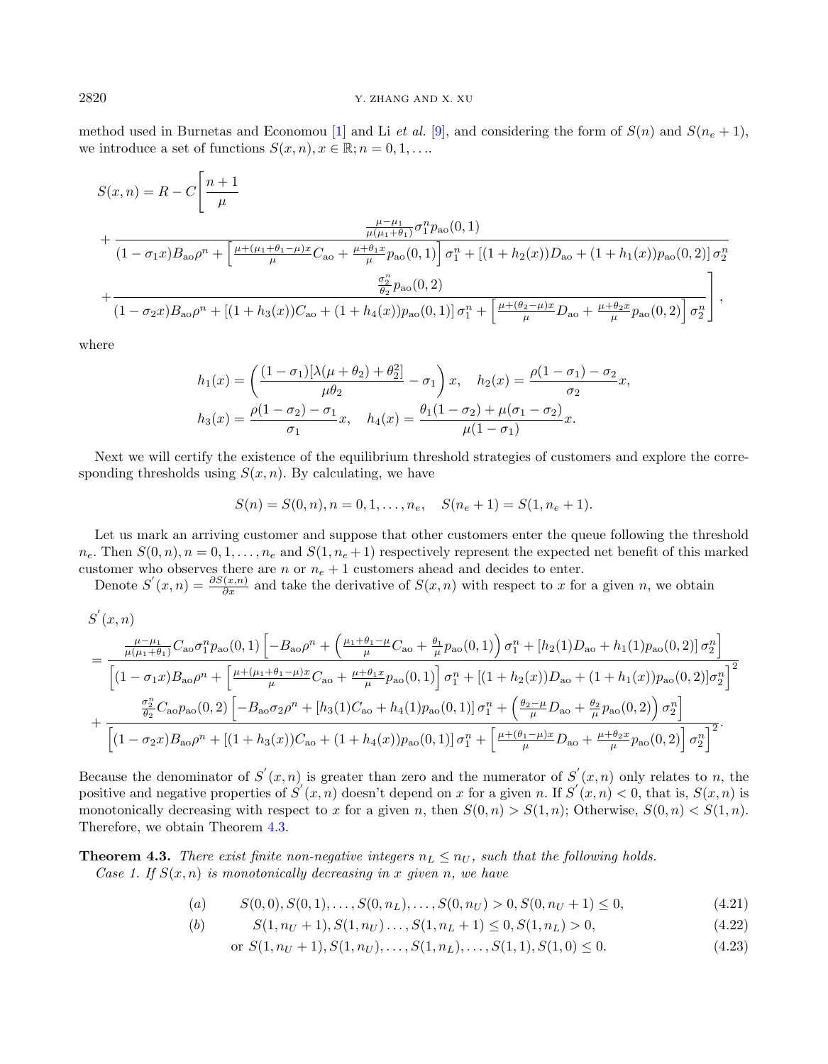method used in Burnetas and Economou [1] and Li *et al.* [9], and considering the form of $S(n)$ and $S(n_e+1)$, we introduce a set of functions $S(x,n), x \in \mathbb{R}; n = 0,1,\ldots$.

$$
\begin{aligned}
S(x,n) = R - C\Bigg[&\frac{n+1}{\mu} \\
&+ \frac{\frac{\mu-\mu_1}{\mu(\mu_1+\theta_1)}\sigma_1^n p_{\mathrm{ao}}(0,1)}{(1-\sigma_1 x)B_{\mathrm{ao}}\rho^n + \left[\frac{\mu+(\mu_1+\theta_1-\mu)x}{\mu}C_{\mathrm{ao}} + \frac{\mu+\theta_1 x}{\mu}p_{\mathrm{ao}}(0,1)\right]\sigma_1^n + \left[(1+h_2(x))D_{\mathrm{ao}} + (1+h_1(x))p_{\mathrm{ao}}(0,2)\right]\sigma_2^n} \\
&+ \frac{\frac{\sigma_2^n}{\theta_2}p_{\mathrm{ao}}(0,2)}{(1-\sigma_2 x)B_{\mathrm{ao}}\rho^n + \left[(1+h_3(x))C_{\mathrm{ao}} + (1+h_4(x))p_{\mathrm{ao}}(0,1)\right]\sigma_1^n + \left[\frac{\mu+(\theta_2-\mu)x}{\mu}D_{\mathrm{ao}} + \frac{\mu+\theta_2 x}{\mu}p_{\mathrm{ao}}(0,2)\right]\sigma_2^n}\Bigg],
\end{aligned}
$$

where

$$
h_1(x) = \left(\frac{(1-\sigma_1)[\lambda(\mu+\theta_2)+\theta_2^2]}{\mu\theta_2} - \sigma_1\right)x, \quad h_2(x) = \frac{\rho(1-\sigma_1)-\sigma_2}{\sigma_2}x,
$$
$$
h_3(x) = \frac{\rho(1-\sigma_2)-\sigma_1}{\sigma_1}x, \quad h_4(x) = \frac{\theta_1(1-\sigma_2)+\mu(\sigma_1-\sigma_2)}{\mu(1-\sigma_1)}x.
$$

Next we will certify the existence of the equilibrium threshold strategies of customers and explore the corresponding thresholds using $S(x,n)$. By calculating, we have

$$
S(n) = S(0,n), n = 0,1,\ldots,n_e, \quad S(n_e+1) = S(1,n_e+1).
$$

Let us mark an arriving customer and suppose that other customers enter the queue following the threshold $n_e$. Then $S(0,n), n = 0,1,\ldots,n_e$ and $S(1,n_e+1)$ respectively represent the expected net benefit of this marked customer who observes there are $n$ or $n_e+1$ customers ahead and decides to enter.

Denote $S'(x,n) = \frac{\partial S(x,n)}{\partial x}$ and take the derivative of $S(x,n)$ with respect to $x$ for a given $n$, we obtain

$$
\begin{aligned}
&S'(x,n) \\
&= \frac{\frac{\mu-\mu_1}{\mu(\mu_1+\theta_1)}C_{\mathrm{ao}}\sigma_1^n p_{\mathrm{ao}}(0,1)\left[-B_{\mathrm{ao}}\rho^n + \left(\frac{\mu_1+\theta_1-\mu}{\mu}C_{\mathrm{ao}} + \frac{\theta_1}{\mu}p_{\mathrm{ao}}(0,1)\right)\sigma_1^n + \left[h_2(1)D_{\mathrm{ao}} + h_1(1)p_{\mathrm{ao}}(0,2)\right]\sigma_2^n\right]}{\left[(1-\sigma_1 x)B_{\mathrm{ao}}\rho^n + \left[\frac{\mu+(\mu_1+\theta_1-\mu)x}{\mu}C_{\mathrm{ao}} + \frac{\mu+\theta_1 x}{\mu}p_{\mathrm{ao}}(0,1)\right]\sigma_1^n + \left[(1+h_2(x))D_{\mathrm{ao}} + (1+h_1(x))p_{\mathrm{ao}}(0,2)\right]\sigma_2^n\right]^2} \\
&+ \frac{\frac{\sigma_2^n}{\theta_2}C_{\mathrm{ao}}p_{\mathrm{ao}}(0,2)\left[-B_{\mathrm{ao}}\sigma_2\rho^n + \left[h_3(1)C_{\mathrm{ao}} + h_4(1)p_{\mathrm{ao}}(0,1)\right]\sigma_1^n + \left(\frac{\theta_2-\mu}{\mu}D_{\mathrm{ao}} + \frac{\theta_2}{\mu}p_{\mathrm{ao}}(0,2)\right)\sigma_2^n\right]}{\left[(1-\sigma_2 x)B_{\mathrm{ao}}\rho^n + \left[(1+h_3(x))C_{\mathrm{ao}} + (1+h_4(x))p_{\mathrm{ao}}(0,1)\right]\sigma_1^n + \left[\frac{\mu+(\theta_1-\mu)x}{\mu}D_{\mathrm{ao}} + \frac{\mu+\theta_2 x}{\mu}p_{\mathrm{ao}}(0,2)\right]\sigma_2^n\right]^2}.
\end{aligned}
$$

Because the denominator of $S'(x,n)$ is greater than zero and the numerator of $S'(x,n)$ only relates to $n$, the positive and negative properties of $S'(x,n)$ doesn't depend on $x$ for a given $n$. If $S'(x,n) < 0$, that is, $S(x,n)$ is monotonically decreasing with respect to $x$ for a given $n$, then $S(0,n) > S(1,n)$; Otherwise, $S(0,n) < S(1,n)$. Therefore, we obtain Theorem 4.3.

**Theorem 4.3.** *There exist finite non-negative integers $n_L \le n_U$, such that the following holds.*
*Case 1. If $S(x,n)$ is monotonically decreasing in $x$ given $n$, we have*

$$
(a) \qquad S(0,0), S(0,1), \ldots, S(0,n_L), \ldots, S(0,n_U) > 0, S(0,n_U+1) \le 0, \tag{4.21}
$$
$$
(b) \qquad S(1,n_U+1), S(1,n_U)\ldots, S(1,n_L+1) \le 0, S(1,n_L) > 0, \tag{4.22}
$$
$$
\text{or } S(1,n_U+1), S(1,n_U), \ldots, S(1,n_L), \ldots, S(1,1), S(1,0) \le 0. \tag{4.23}
$$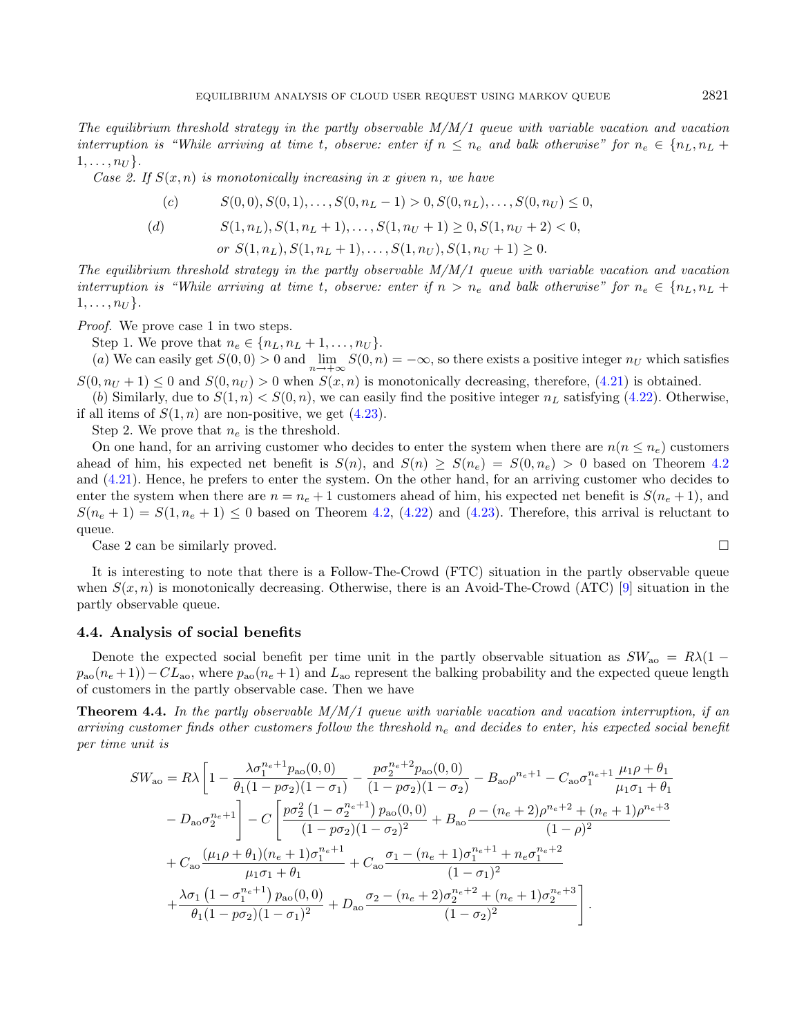*The equilibrium threshold strategy in the partly observable M/M/1 queue with variable vacation and vacation interruption is "While arriving at time t, observe: enter if $n \leq n_e$ and balk otherwise" for $n_e \in \{n_L, n_L+1, \ldots, n_U\}$.*

*Case 2. If $S(x,n)$ is monotonically increasing in $x$ given $n$, we have*

$$(c) \qquad S(0,0), S(0,1), \ldots, S(0,n_L-1) > 0, S(0,n_L), \ldots, S(0,n_U) \leq 0,$$

$$(d) \qquad S(1,n_L), S(1,n_L+1), \ldots, S(1,n_U+1) \geq 0, S(1,n_U+2) < 0,$$

$$\text{or } S(1,n_L), S(1,n_L+1), \ldots, S(1,n_U), S(1,n_U+1) \geq 0.$$

*The equilibrium threshold strategy in the partly observable M/M/1 queue with variable vacation and vacation interruption is "While arriving at time t, observe: enter if $n > n_e$ and balk otherwise" for $n_e \in \{n_L, n_L+1, \ldots, n_U\}$.*

*Proof.* We prove case 1 in two steps.

Step 1. We prove that $n_e \in \{n_L, n_L+1, \ldots, n_U\}$.

(*a*) We can easily get $S(0,0) > 0$ and $\lim_{n\to+\infty} S(0,n) = -\infty$, so there exists a positive integer $n_U$ which satisfies $S(0,n_U+1) \leq 0$ and $S(0,n_U) > 0$ when $S(x,n)$ is monotonically decreasing, therefore, (4.21) is obtained.

(*b*) Similarly, due to $S(1,n) < S(0,n)$, we can easily find the positive integer $n_L$ satisfying (4.22). Otherwise, if all items of $S(1,n)$ are non-positive, we get (4.23).

Step 2. We prove that $n_e$ is the threshold.

On one hand, for an arriving customer who decides to enter the system when there are $n (n \leq n_e)$ customers ahead of him, his expected net benefit is $S(n)$, and $S(n) \geq S(n_e) = S(0,n_e) > 0$ based on Theorem 4.2 and (4.21). Hence, he prefers to enter the system. On the other hand, for an arriving customer who decides to enter the system when there are $n = n_e+1$ customers ahead of him, his expected net benefit is $S(n_e+1)$, and $S(n_e+1) = S(1,n_e+1) \leq 0$ based on Theorem 4.2, (4.22) and (4.23). Therefore, this arrival is reluctant to queue.

Case 2 can be similarly proved. □

It is interesting to note that there is a Follow-The-Crowd (FTC) situation in the partly observable queue when $S(x,n)$ is monotonically decreasing. Otherwise, there is an Avoid-The-Crowd (ATC) [9] situation in the partly observable queue.

### 4.4. Analysis of social benefits

Denote the expected social benefit per time unit in the partly observable situation as $SW_{\text{ao}} = R\lambda(1 - p_{\text{ao}}(n_e+1)) - CL_{\text{ao}}$, where $p_{\text{ao}}(n_e+1)$ and $L_{\text{ao}}$ represent the balking probability and the expected queue length of customers in the partly observable case. Then we have

**Theorem 4.4.** *In the partly observable M/M/1 queue with variable vacation and vacation interruption, if an arriving customer finds other customers follow the threshold $n_e$ and decides to enter, his expected social benefit per time unit is*

$$\begin{aligned}
SW_{\text{ao}} = R\lambda\Bigg[&1 - \frac{\lambda\sigma_1^{n_e+1}p_{\text{ao}}(0,0)}{\theta_1(1-p\sigma_2)(1-\sigma_1)} - \frac{p\sigma_2^{n_e+2}p_{\text{ao}}(0,0)}{(1-p\sigma_2)(1-\sigma_2)} - B_{\text{ao}}\rho^{n_e+1} - C_{\text{ao}}\sigma_1^{n_e+1}\frac{\mu_1\rho+\theta_1}{\mu_1\sigma_1+\theta_1} \\
&- D_{\text{ao}}\sigma_2^{n_e+1}\Bigg] - C\Bigg[\frac{p\sigma_2^2\left(1-\sigma_2^{n_e+1}\right)p_{\text{ao}}(0,0)}{(1-p\sigma_2)(1-\sigma_2)^2} + B_{\text{ao}}\frac{\rho-(n_e+2)\rho^{n_e+2}+(n_e+1)\rho^{n_e+3}}{(1-\rho)^2} \\
&+ C_{\text{ao}}\frac{(\mu_1\rho+\theta_1)(n_e+1)\sigma_1^{n_e+1}}{\mu_1\sigma_1+\theta_1} + C_{\text{ao}}\frac{\sigma_1-(n_e+1)\sigma_1^{n_e+1}+n_e\sigma_1^{n_e+2}}{(1-\sigma_1)^2} \\
&+ \frac{\lambda\sigma_1\left(1-\sigma_1^{n_e+1}\right)p_{\text{ao}}(0,0)}{\theta_1(1-p\sigma_2)(1-\sigma_1)^2} + D_{\text{ao}}\frac{\sigma_2-(n_e+2)\sigma_2^{n_e+2}+(n_e+1)\sigma_2^{n_e+3}}{(1-\sigma_2)^2}\Bigg].
\end{aligned}$$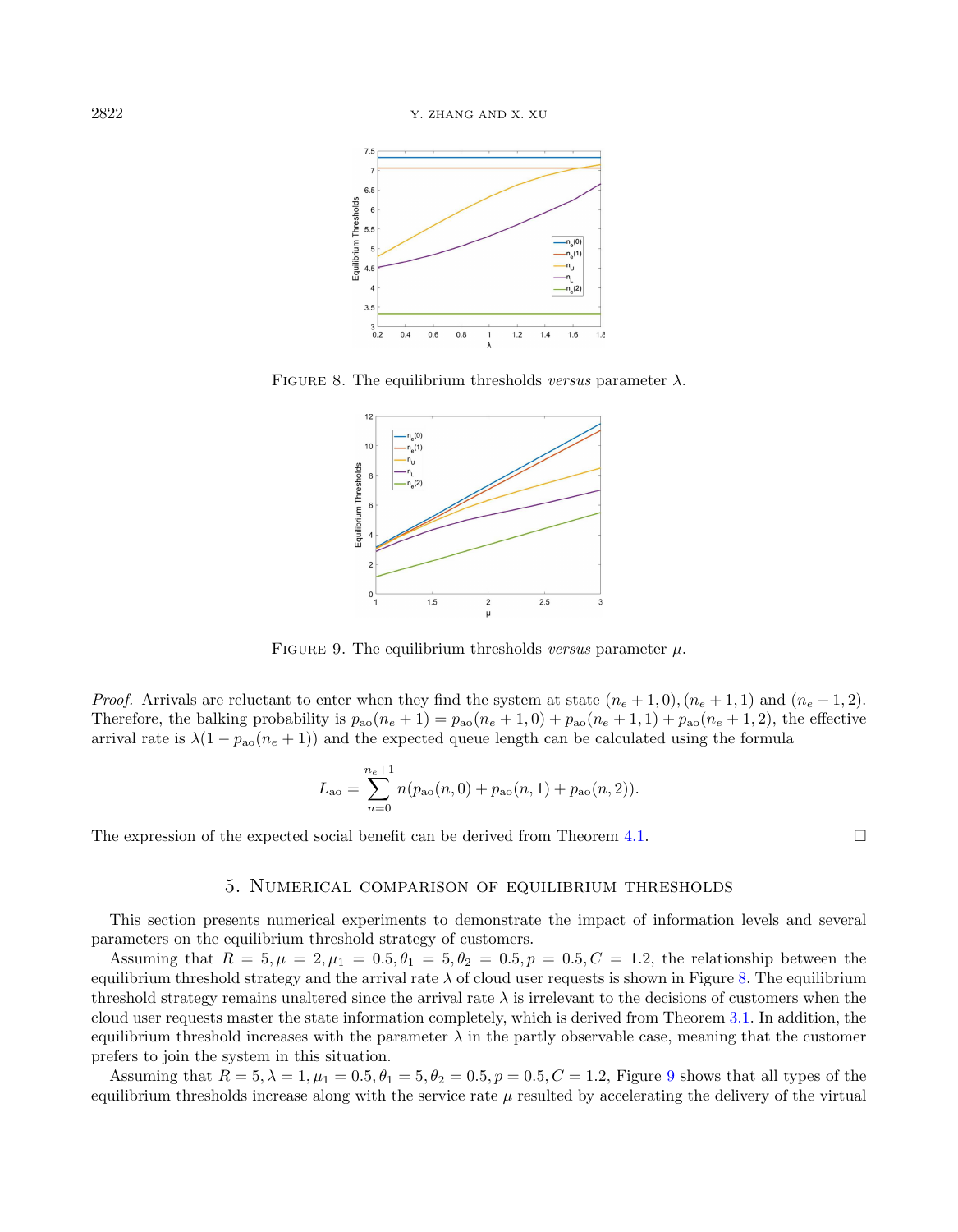FIGURE 8. The equilibrium thresholds *versus* parameter $\lambda$.

FIGURE 9. The equilibrium thresholds *versus* parameter $\mu$.

*Proof.* Arrivals are reluctant to enter when they find the system at state $(n_e+1,0),(n_e+1,1)$ and $(n_e+1,2)$. Therefore, the balking probability is $p_{\rm ao}(n_e+1)=p_{\rm ao}(n_e+1,0)+p_{\rm ao}(n_e+1,1)+p_{\rm ao}(n_e+1,2)$, the effective arrival rate is $\lambda(1-p_{\rm ao}(n_e+1))$ and the expected queue length can be calculated using the formula

$$L_{\rm ao}=\sum_{n=0}^{n_e+1}n(p_{\rm ao}(n,0)+p_{\rm ao}(n,1)+p_{\rm ao}(n,2)).$$

The expression of the expected social benefit can be derived from Theorem 4.1. □

## 5. Numerical comparison of equilibrium thresholds

This section presents numerical experiments to demonstrate the impact of information levels and several parameters on the equilibrium threshold strategy of customers.

Assuming that $R=5,\mu=2,\mu_1=0.5,\theta_1=5,\theta_2=0.5,p=0.5,C=1.2$, the relationship between the equilibrium threshold strategy and the arrival rate $\lambda$ of cloud user requests is shown in Figure 8. The equilibrium threshold strategy remains unaltered since the arrival rate $\lambda$ is irrelevant to the decisions of customers when the cloud user requests master the state information completely, which is derived from Theorem 3.1. In addition, the equilibrium threshold increases with the parameter $\lambda$ in the partly observable case, meaning that the customer prefers to join the system in this situation.

Assuming that $R=5,\lambda=1,\mu_1=0.5,\theta_1=5,\theta_2=0.5,p=0.5,C=1.2$, Figure 9 shows that all types of the equilibrium thresholds increase along with the service rate $\mu$ resulted by accelerating the delivery of the virtual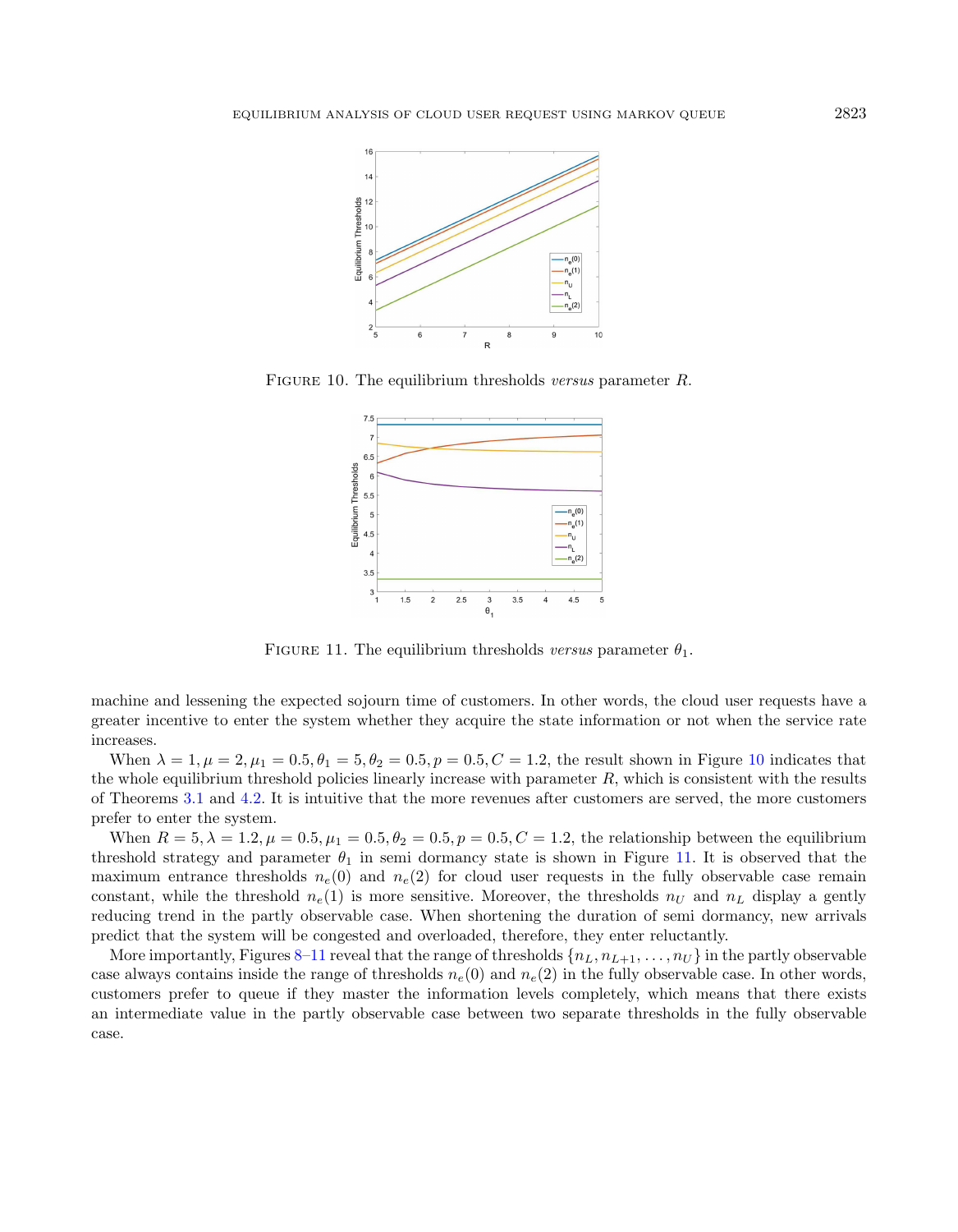FIGURE 10. The equilibrium thresholds *versus* parameter $R$.

FIGURE 11. The equilibrium thresholds *versus* parameter $\theta_1$.

machine and lessening the expected sojourn time of customers. In other words, the cloud user requests have a greater incentive to enter the system whether they acquire the state information or not when the service rate increases.

When $\lambda = 1, \mu = 2, \mu_1 = 0.5, \theta_1 = 5, \theta_2 = 0.5, p = 0.5, C = 1.2$, the result shown in Figure 10 indicates that the whole equilibrium threshold policies linearly increase with parameter $R$, which is consistent with the results of Theorems 3.1 and 4.2. It is intuitive that the more revenues after customers are served, the more customers prefer to enter the system.

When $R = 5, \lambda = 1.2, \mu = 0.5, \mu_1 = 0.5, \theta_2 = 0.5, p = 0.5, C = 1.2$, the relationship between the equilibrium threshold strategy and parameter $\theta_1$ in semi dormancy state is shown in Figure 11. It is observed that the maximum entrance thresholds $n_e(0)$ and $n_e(2)$ for cloud user requests in the fully observable case remain constant, while the threshold $n_e(1)$ is more sensitive. Moreover, the thresholds $n_U$ and $n_L$ display a gently reducing trend in the partly observable case. When shortening the duration of semi dormancy, new arrivals predict that the system will be congested and overloaded, therefore, they enter reluctantly.

More importantly, Figures 8–11 reveal that the range of thresholds $\{n_L, n_{L+1}, \ldots, n_U\}$ in the partly observable case always contains inside the range of thresholds $n_e(0)$ and $n_e(2)$ in the fully observable case. In other words, customers prefer to queue if they master the information levels completely, which means that there exists an intermediate value in the partly observable case between two separate thresholds in the fully observable case.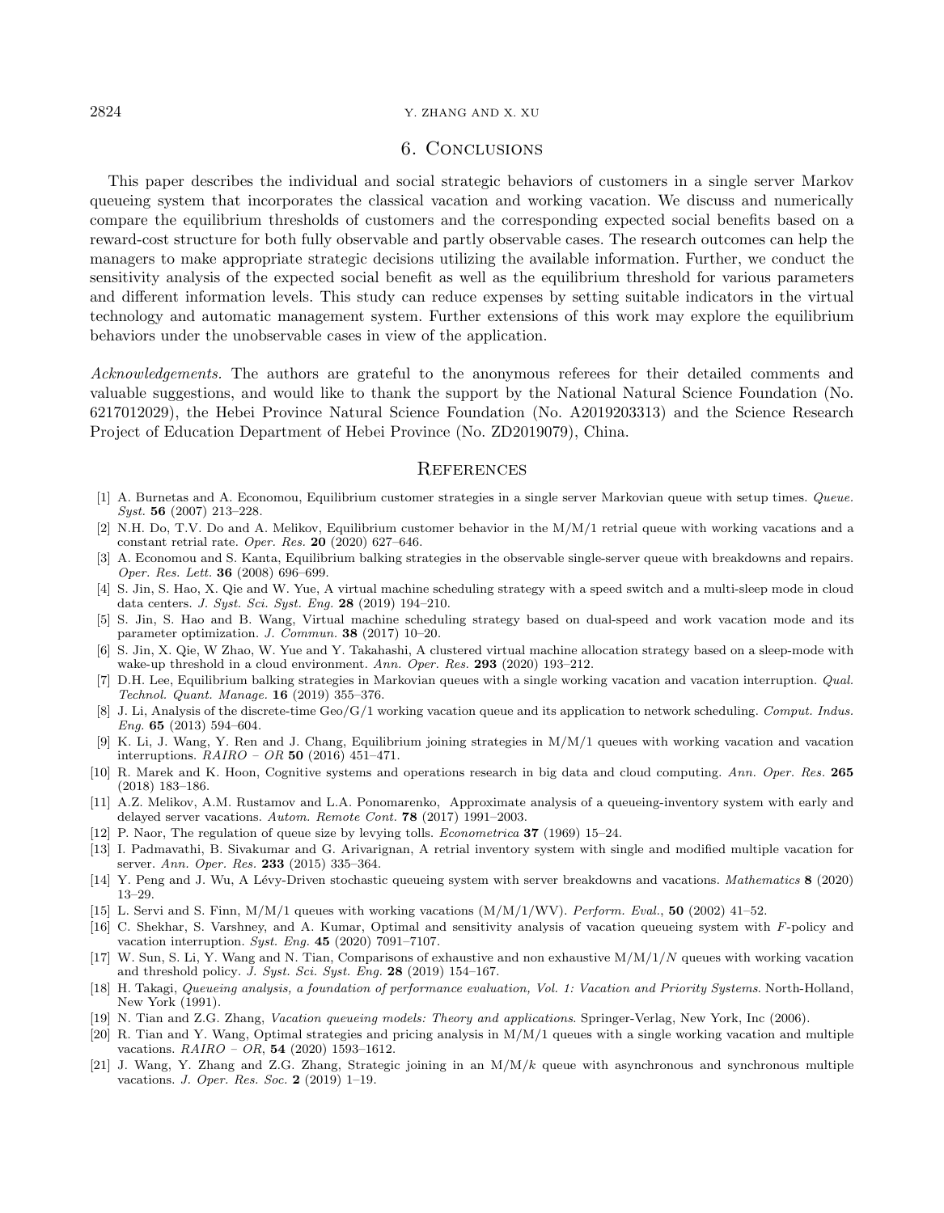## 6. Conclusions

This paper describes the individual and social strategic behaviors of customers in a single server Markov queueing system that incorporates the classical vacation and working vacation. We discuss and numerically compare the equilibrium thresholds of customers and the corresponding expected social benefits based on a reward-cost structure for both fully observable and partly observable cases. The research outcomes can help the managers to make appropriate strategic decisions utilizing the available information. Further, we conduct the sensitivity analysis of the expected social benefit as well as the equilibrium threshold for various parameters and different information levels. This study can reduce expenses by setting suitable indicators in the virtual technology and automatic management system. Further extensions of this work may explore the equilibrium behaviors under the unobservable cases in view of the application.

*Acknowledgements.* The authors are grateful to the anonymous referees for their detailed comments and valuable suggestions, and would like to thank the support by the National Natural Science Foundation (No. 6217012029), the Hebei Province Natural Science Foundation (No. A2019203313) and the Science Research Project of Education Department of Hebei Province (No. ZD2019079), China.

## References

[1] A. Burnetas and A. Economou, Equilibrium customer strategies in a single server Markovian queue with setup times. *Queue. Syst.* **56** (2007) 213–228.

[2] N.H. Do, T.V. Do and A. Melikov, Equilibrium customer behavior in the M/M/1 retrial queue with working vacations and a constant retrial rate. *Oper. Res.* **20** (2020) 627–646.

[3] A. Economou and S. Kanta, Equilibrium balking strategies in the observable single-server queue with breakdowns and repairs. *Oper. Res. Lett.* **36** (2008) 696–699.

[4] S. Jin, S. Hao, X. Qie and W. Yue, A virtual machine scheduling strategy with a speed switch and a multi-sleep mode in cloud data centers. *J. Syst. Sci. Syst. Eng.* **28** (2019) 194–210.

[5] S. Jin, S. Hao and B. Wang, Virtual machine scheduling strategy based on dual-speed and work vacation mode and its parameter optimization. *J. Commun.* **38** (2017) 10–20.

[6] S. Jin, X. Qie, W Zhao, W. Yue and Y. Takahashi, A clustered virtual machine allocation strategy based on a sleep-mode with wake-up threshold in a cloud environment. *Ann. Oper. Res.* **293** (2020) 193–212.

[7] D.H. Lee, Equilibrium balking strategies in Markovian queues with a single working vacation and vacation interruption. *Qual. Technol. Quant. Manage.* **16** (2019) 355–376.

[8] J. Li, Analysis of the discrete-time Geo/G/1 working vacation queue and its application to network scheduling. *Comput. Indus. Eng.* **65** (2013) 594–604.

[9] K. Li, J. Wang, Y. Ren and J. Chang, Equilibrium joining strategies in M/M/1 queues with working vacation and vacation interruptions. *RAIRO – OR* **50** (2016) 451–471.

[10] R. Marek and K. Hoon, Cognitive systems and operations research in big data and cloud computing. *Ann. Oper. Res.* **265** (2018) 183–186.

[11] A.Z. Melikov, A.M. Rustamov and L.A. Ponomarenko, Approximate analysis of a queueing-inventory system with early and delayed server vacations. *Autom. Remote Cont.* **78** (2017) 1991–2003.

[12] P. Naor, The regulation of queue size by levying tolls. *Econometrica* **37** (1969) 15–24.

[13] I. Padmavathi, B. Sivakumar and G. Arivarignan, A retrial inventory system with single and modified multiple vacation for server. *Ann. Oper. Res.* **233** (2015) 335–364.

[14] Y. Peng and J. Wu, A Lévy-Driven stochastic queueing system with server breakdowns and vacations. *Mathematics* **8** (2020) 13–29.

[15] L. Servi and S. Finn, M/M/1 queues with working vacations (M/M/1/WV). *Perform. Eval.*, **50** (2002) 41–52.

[16] C. Shekhar, S. Varshney, and A. Kumar, Optimal and sensitivity analysis of vacation queueing system with $F$-policy and vacation interruption. *Syst. Eng.* **45** (2020) 7091–7107.

[17] W. Sun, S. Li, Y. Wang and N. Tian, Comparisons of exhaustive and non exhaustive M/M/1/$N$ queues with working vacation and threshold policy. *J. Syst. Sci. Syst. Eng.* **28** (2019) 154–167.

[18] H. Takagi, *Queueing analysis, a foundation of performance evaluation, Vol. 1: Vacation and Priority Systems*. North-Holland, New York (1991).

[19] N. Tian and Z.G. Zhang, *Vacation queueing models: Theory and applications*. Springer-Verlag, New York, Inc (2006).

[20] R. Tian and Y. Wang, Optimal strategies and pricing analysis in M/M/1 queues with a single working vacation and multiple vacations. *RAIRO – OR*, **54** (2020) 1593–1612.

[21] J. Wang, Y. Zhang and Z.G. Zhang, Strategic joining in an M/M/$k$ queue with asynchronous and synchronous multiple vacations. *J. Oper. Res. Soc.* **2** (2019) 1–19.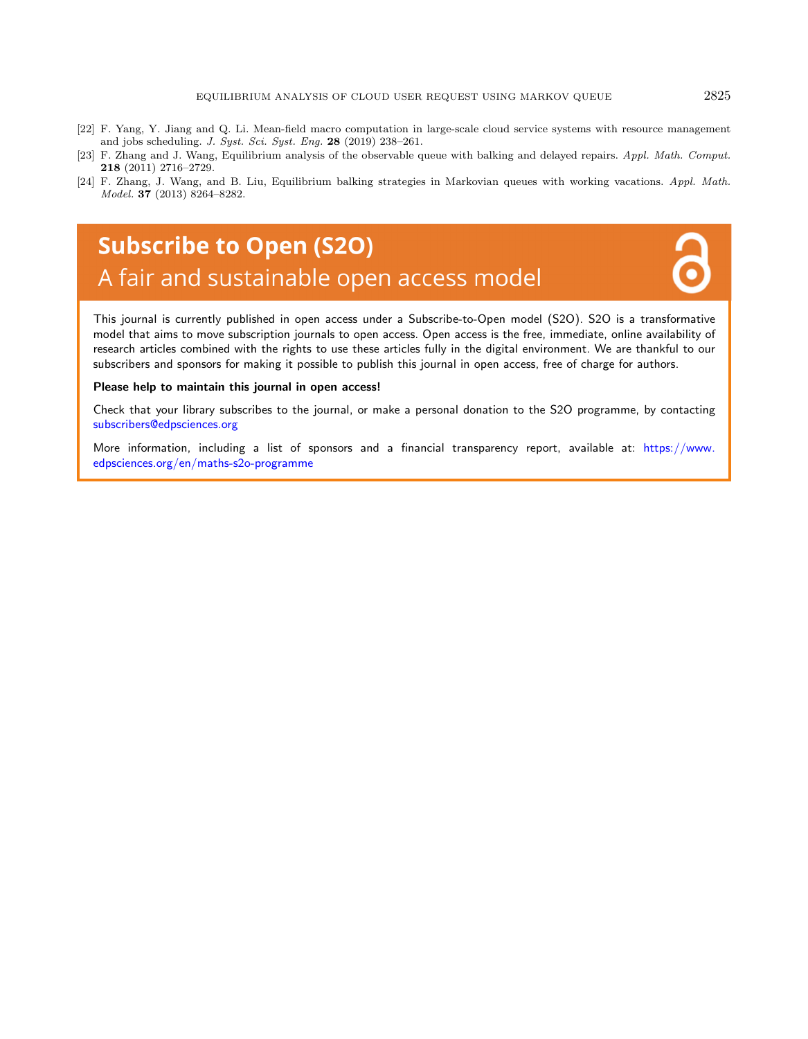[22] F. Yang, Y. Jiang and Q. Li. Mean-field macro computation in large-scale cloud service systems with resource management and jobs scheduling. *J. Syst. Sci. Syst. Eng.* **28** (2019) 238–261.

[23] F. Zhang and J. Wang, Equilibrium analysis of the observable queue with balking and delayed repairs. *Appl. Math. Comput.* **218** (2011) 2716–2729.

[24] F. Zhang, J. Wang, and B. Liu, Equilibrium balking strategies in Markovian queues with working vacations. *Appl. Math. Model.* **37** (2013) 8264–8282.

## Subscribe to Open (S2O)

### A fair and sustainable open access model

This journal is currently published in open access under a Subscribe-to-Open model (S2O). S2O is a transformative model that aims to move subscription journals to open access. Open access is the free, immediate, online availability of research articles combined with the rights to use these articles fully in the digital environment. We are thankful to our subscribers and sponsors for making it possible to publish this journal in open access, free of charge for authors.

**Please help to maintain this journal in open access!**

Check that your library subscribes to the journal, or make a personal donation to the S2O programme, by contacting subscribers@edpsciences.org

More information, including a list of sponsors and a financial transparency report, available at: https://www.edpsciences.org/en/maths-s2o-programme